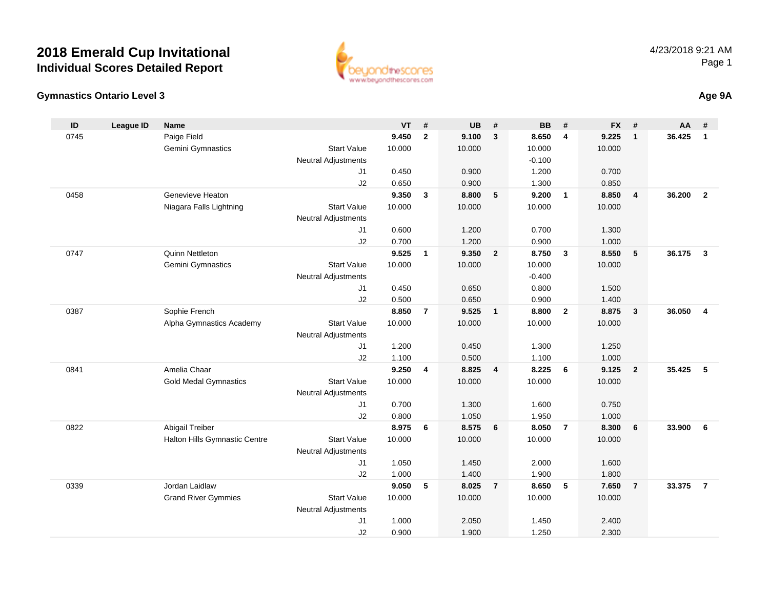# 2018 Emerald Cup Invitational

## Individual Scores Detailed Report

### Gymnastics Ontario Level 3

**Age 9A**

| ID | League ID | Name | | VT | # | UB | # | BB | # | FX | # | AA | # |
|---|---|---|---|---|---|---|---|---|---|---|---|---|---|
| 0745 | | Paige Field | | **9.450** | **2** | **9.100** | **3** | **8.650** | **4** | **9.225** | **1** | **36.425** | **1** |
| | | Gemini Gymnastics | Start Value | 10.000 | | 10.000 | | 10.000 | | 10.000 | | | |
| | | | Neutral Adjustments | | | | | -0.100 | | | | | |
| | | | J1 | 0.450 | | 0.900 | | 1.200 | | 0.700 | | | |
| | | | J2 | 0.650 | | 0.900 | | 1.300 | | 0.850 | | | |
| 0458 | | Genevieve Heaton | | **9.350** | **3** | **8.800** | **5** | **9.200** | **1** | **8.850** | **4** | **36.200** | **2** |
| | | Niagara Falls Lightning | Start Value | 10.000 | | 10.000 | | 10.000 | | 10.000 | | | |
| | | | Neutral Adjustments | | | | | | | | | | |
| | | | J1 | 0.600 | | 1.200 | | 0.700 | | 1.300 | | | |
| | | | J2 | 0.700 | | 1.200 | | 0.900 | | 1.000 | | | |
| 0747 | | Quinn Nettleton | | **9.525** | **1** | **9.350** | **2** | **8.750** | **3** | **8.550** | **5** | **36.175** | **3** |
| | | Gemini Gymnastics | Start Value | 10.000 | | 10.000 | | 10.000 | | 10.000 | | | |
| | | | Neutral Adjustments | | | | | -0.400 | | | | | |
| | | | J1 | 0.450 | | 0.650 | | 0.800 | | 1.500 | | | |
| | | | J2 | 0.500 | | 0.650 | | 0.900 | | 1.400 | | | |
| 0387 | | Sophie French | | **8.850** | **7** | **9.525** | **1** | **8.800** | **2** | **8.875** | **3** | **36.050** | **4** |
| | | Alpha Gymnastics Academy | Start Value | 10.000 | | 10.000 | | 10.000 | | 10.000 | | | |
| | | | Neutral Adjustments | | | | | | | | | | |
| | | | J1 | 1.200 | | 0.450 | | 1.300 | | 1.250 | | | |
| | | | J2 | 1.100 | | 0.500 | | 1.100 | | 1.000 | | | |
| 0841 | | Amelia Chaar | | **9.250** | **4** | **8.825** | **4** | **8.225** | **6** | **9.125** | **2** | **35.425** | **5** |
| | | Gold Medal Gymnastics | Start Value | 10.000 | | 10.000 | | 10.000 | | 10.000 | | | |
| | | | Neutral Adjustments | | | | | | | | | | |
| | | | J1 | 0.700 | | 1.300 | | 1.600 | | 0.750 | | | |
| | | | J2 | 0.800 | | 1.050 | | 1.950 | | 1.000 | | | |
| 0822 | | Abigail Treiber | | **8.975** | **6** | **8.575** | **6** | **8.050** | **7** | **8.300** | **6** | **33.900** | **6** |
| | | Halton Hills Gymnastic Centre | Start Value | 10.000 | | 10.000 | | 10.000 | | 10.000 | | | |
| | | | Neutral Adjustments | | | | | | | | | | |
| | | | J1 | 1.050 | | 1.450 | | 2.000 | | 1.600 | | | |
| | | | J2 | 1.000 | | 1.400 | | 1.900 | | 1.800 | | | |
| 0339 | | Jordan Laidlaw | | **9.050** | **5** | **8.025** | **7** | **8.650** | **5** | **7.650** | **7** | **33.375** | **7** |
| | | Grand River Gymmies | Start Value | 10.000 | | 10.000 | | 10.000 | | 10.000 | | | |
| | | | Neutral Adjustments | | | | | | | | | | |
| | | | J1 | 1.000 | | 2.050 | | 1.450 | | 2.400 | | | |
| | | | J2 | 0.900 | | 1.900 | | 1.250 | | 2.300 | | | |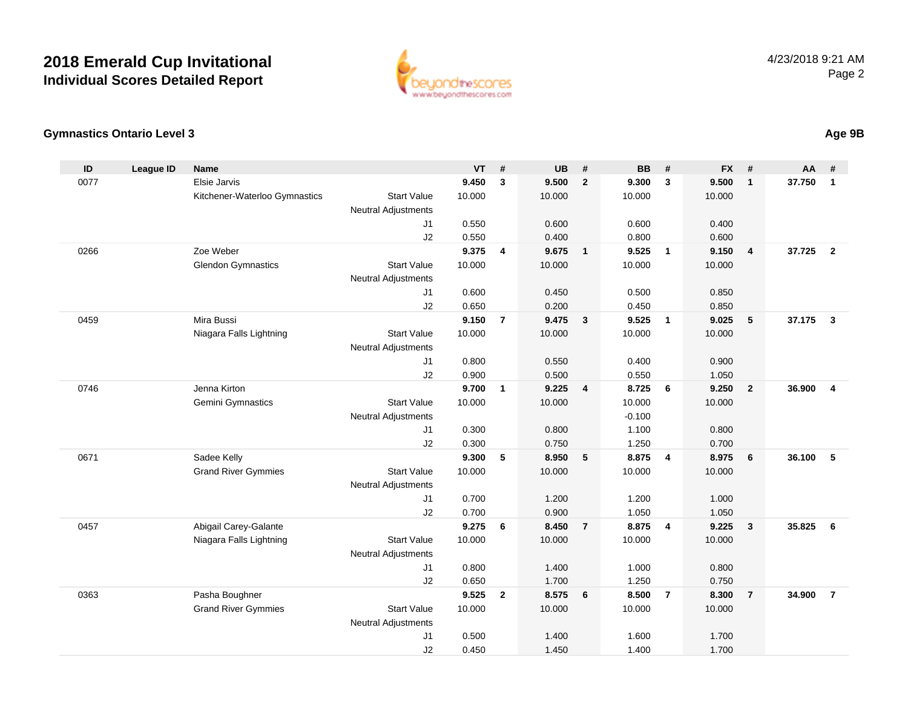# 2018 Emerald Cup Invitational

## Individual Scores Detailed Report

4/23/2018 9:21 AM

### Gymnastics Ontario Level 3

**Age 9B**

| ID | League ID | Name | | VT | # | UB | # | BB | # | FX | # | AA | # |
|---|---|---|---|---|---|---|---|---|---|---|---|---|---|
| 0077 | | Elsie Jarvis | | **9.450** | **3** | **9.500** | **2** | **9.300** | **3** | **9.500** | **1** | **37.750** | **1** |
| | | Kitchener-Waterloo Gymnastics | Start Value | 10.000 | | 10.000 | | 10.000 | | 10.000 | | | |
| | | | Neutral Adjustments | | | | | | | | | | |
| | | | J1 | 0.550 | | 0.600 | | 0.600 | | 0.400 | | | |
| | | | J2 | 0.550 | | 0.400 | | 0.800 | | 0.600 | | | |
| 0266 | | Zoe Weber | | **9.375** | **4** | **9.675** | **1** | **9.525** | **1** | **9.150** | **4** | **37.725** | **2** |
| | | Glendon Gymnastics | Start Value | 10.000 | | 10.000 | | 10.000 | | 10.000 | | | |
| | | | Neutral Adjustments | | | | | | | | | | |
| | | | J1 | 0.600 | | 0.450 | | 0.500 | | 0.850 | | | |
| | | | J2 | 0.650 | | 0.200 | | 0.450 | | 0.850 | | | |
| 0459 | | Mira Bussi | | **9.150** | **7** | **9.475** | **3** | **9.525** | **1** | **9.025** | **5** | **37.175** | **3** |
| | | Niagara Falls Lightning | Start Value | 10.000 | | 10.000 | | 10.000 | | 10.000 | | | |
| | | | Neutral Adjustments | | | | | | | | | | |
| | | | J1 | 0.800 | | 0.550 | | 0.400 | | 0.900 | | | |
| | | | J2 | 0.900 | | 0.500 | | 0.550 | | 1.050 | | | |
| 0746 | | Jenna Kirton | | **9.700** | **1** | **9.225** | **4** | **8.725** | **6** | **9.250** | **2** | **36.900** | **4** |
| | | Gemini Gymnastics | Start Value | 10.000 | | 10.000 | | 10.000 | | 10.000 | | | |
| | | | Neutral Adjustments | | | | | -0.100 | | | | | |
| | | | J1 | 0.300 | | 0.800 | | 1.100 | | 0.800 | | | |
| | | | J2 | 0.300 | | 0.750 | | 1.250 | | 0.700 | | | |
| 0671 | | Sadee Kelly | | **9.300** | **5** | **8.950** | **5** | **8.875** | **4** | **8.975** | **6** | **36.100** | **5** |
| | | Grand River Gymmies | Start Value | 10.000 | | 10.000 | | 10.000 | | 10.000 | | | |
| | | | Neutral Adjustments | | | | | | | | | | |
| | | | J1 | 0.700 | | 1.200 | | 1.200 | | 1.000 | | | |
| | | | J2 | 0.700 | | 0.900 | | 1.050 | | 1.050 | | | |
| 0457 | | Abigail Carey-Galante | | **9.275** | **6** | **8.450** | **7** | **8.875** | **4** | **9.225** | **3** | **35.825** | **6** |
| | | Niagara Falls Lightning | Start Value | 10.000 | | 10.000 | | 10.000 | | 10.000 | | | |
| | | | Neutral Adjustments | | | | | | | | | | |
| | | | J1 | 0.800 | | 1.400 | | 1.000 | | 0.800 | | | |
| | | | J2 | 0.650 | | 1.700 | | 1.250 | | 0.750 | | | |
| 0363 | | Pasha Boughner | | **9.525** | **2** | **8.575** | **6** | **8.500** | **7** | **8.300** | **7** | **34.900** | **7** |
| | | Grand River Gymmies | Start Value | 10.000 | | 10.000 | | 10.000 | | 10.000 | | | |
| | | | Neutral Adjustments | | | | | | | | | | |
| | | | J1 | 0.500 | | 1.400 | | 1.600 | | 1.700 | | | |
| | | | J2 | 0.450 | | 1.450 | | 1.400 | | 1.700 | | | |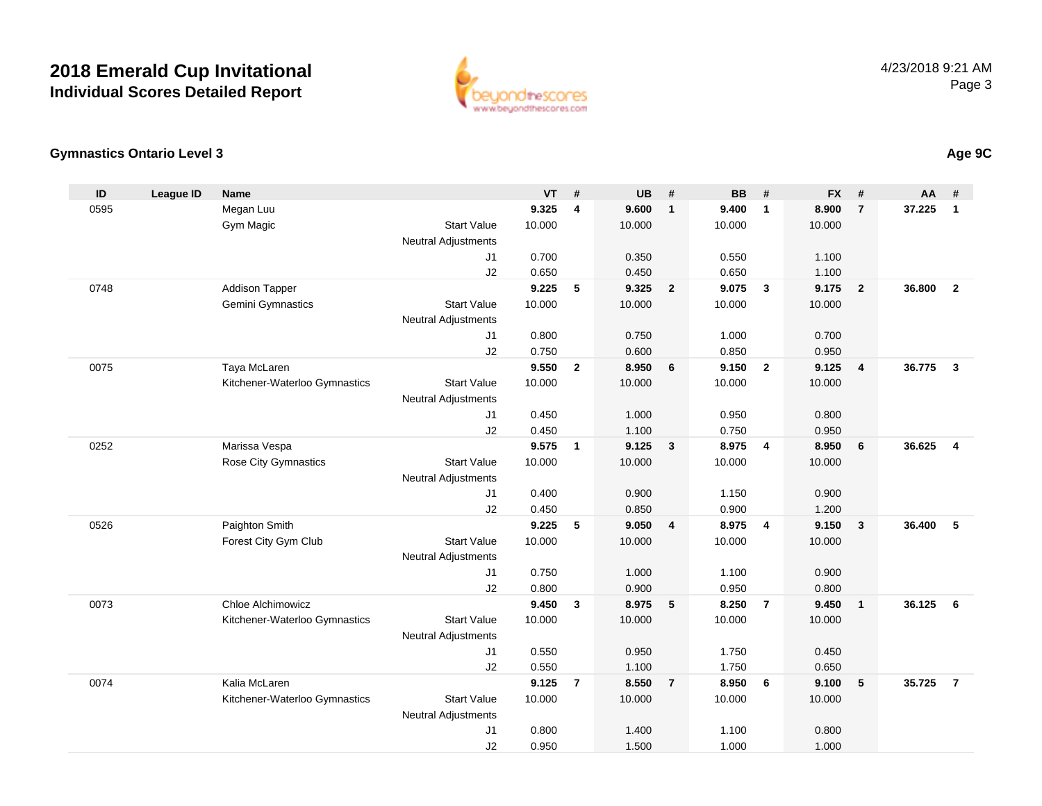# 2018 Emerald Cup Invitational
## Individual Scores Detailed Report

4/23/2018 9:21 AM

### Gymnastics Ontario Level 3

**Age 9C**

| ID | League ID | Name | | VT | # | UB | # | BB | # | FX | # | AA | # |
|---|---|---|---|---|---|---|---|---|---|---|---|---|---|
| 0595 | | Megan Luu | | **9.325** | **4** | **9.600** | **1** | **9.400** | **1** | **8.900** | **7** | **37.225** | **1** |
| | | Gym Magic | Start Value | 10.000 | | 10.000 | | 10.000 | | 10.000 | | | |
| | | | Neutral Adjustments | | | | | | | | | | |
| | | | J1 | 0.700 | | 0.350 | | 0.550 | | 1.100 | | | |
| | | | J2 | 0.650 | | 0.450 | | 0.650 | | 1.100 | | | |
| 0748 | | Addison Tapper | | **9.225** | **5** | **9.325** | **2** | **9.075** | **3** | **9.175** | **2** | **36.800** | **2** |
| | | Gemini Gymnastics | Start Value | 10.000 | | 10.000 | | 10.000 | | 10.000 | | | |
| | | | Neutral Adjustments | | | | | | | | | | |
| | | | J1 | 0.800 | | 0.750 | | 1.000 | | 0.700 | | | |
| | | | J2 | 0.750 | | 0.600 | | 0.850 | | 0.950 | | | |
| 0075 | | Taya McLaren | | **9.550** | **2** | **8.950** | **6** | **9.150** | **2** | **9.125** | **4** | **36.775** | **3** |
| | | Kitchener-Waterloo Gymnastics | Start Value | 10.000 | | 10.000 | | 10.000 | | 10.000 | | | |
| | | | Neutral Adjustments | | | | | | | | | | |
| | | | J1 | 0.450 | | 1.000 | | 0.950 | | 0.800 | | | |
| | | | J2 | 0.450 | | 1.100 | | 0.750 | | 0.950 | | | |
| 0252 | | Marissa Vespa | | **9.575** | **1** | **9.125** | **3** | **8.975** | **4** | **8.950** | **6** | **36.625** | **4** |
| | | Rose City Gymnastics | Start Value | 10.000 | | 10.000 | | 10.000 | | 10.000 | | | |
| | | | Neutral Adjustments | | | | | | | | | | |
| | | | J1 | 0.400 | | 0.900 | | 1.150 | | 0.900 | | | |
| | | | J2 | 0.450 | | 0.850 | | 0.900 | | 1.200 | | | |
| 0526 | | Paighton Smith | | **9.225** | **5** | **9.050** | **4** | **8.975** | **4** | **9.150** | **3** | **36.400** | **5** |
| | | Forest City Gym Club | Start Value | 10.000 | | 10.000 | | 10.000 | | 10.000 | | | |
| | | | Neutral Adjustments | | | | | | | | | | |
| | | | J1 | 0.750 | | 1.000 | | 1.100 | | 0.900 | | | |
| | | | J2 | 0.800 | | 0.900 | | 0.950 | | 0.800 | | | |
| 0073 | | Chloe Alchimowicz | | **9.450** | **3** | **8.975** | **5** | **8.250** | **7** | **9.450** | **1** | **36.125** | **6** |
| | | Kitchener-Waterloo Gymnastics | Start Value | 10.000 | | 10.000 | | 10.000 | | 10.000 | | | |
| | | | Neutral Adjustments | | | | | | | | | | |
| | | | J1 | 0.550 | | 0.950 | | 1.750 | | 0.450 | | | |
| | | | J2 | 0.550 | | 1.100 | | 1.750 | | 0.650 | | | |
| 0074 | | Kalia McLaren | | **9.125** | **7** | **8.550** | **7** | **8.950** | **6** | **9.100** | **5** | **35.725** | **7** |
| | | Kitchener-Waterloo Gymnastics | Start Value | 10.000 | | 10.000 | | 10.000 | | 10.000 | | | |
| | | | Neutral Adjustments | | | | | | | | | | |
| | | | J1 | 0.800 | | 1.400 | | 1.100 | | 0.800 | | | |
| | | | J2 | 0.950 | | 1.500 | | 1.000 | | 1.000 | | | |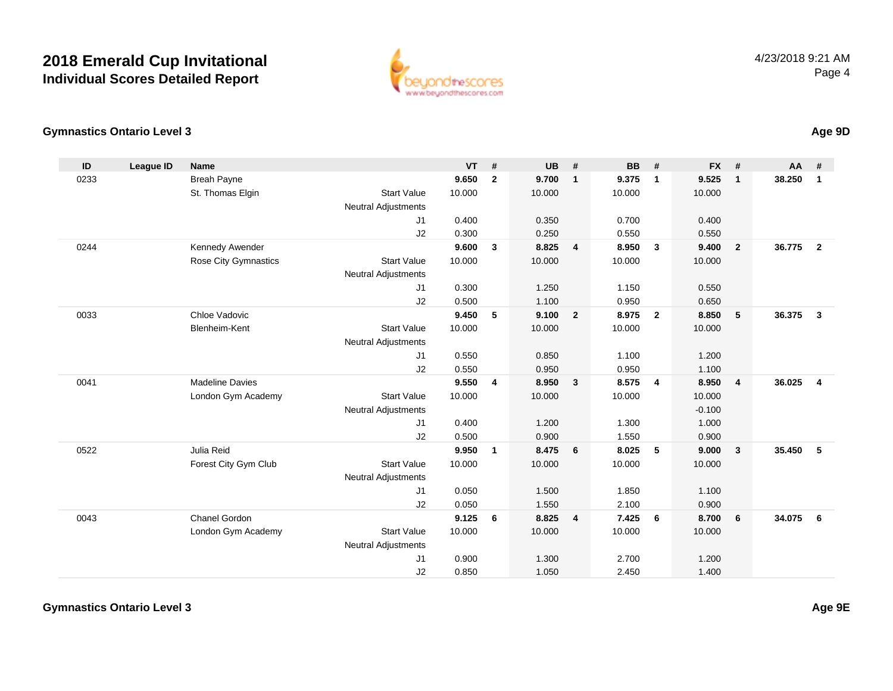# 2018 Emerald Cup Invitational

## Individual Scores Detailed Report

4/23/2018 9:21 AM

### Gymnastics Ontario Level 3

**Age 9D**

| ID | League ID | Name | | VT | # | UB | # | BB | # | FX | # | AA | # |
|---|---|---|---|---|---|---|---|---|---|---|---|---|---|
| 0233 | | Breah Payne | | **9.650** | **2** | **9.700** | **1** | **9.375** | **1** | **9.525** | **1** | **38.250** | **1** |
| | | St. Thomas Elgin | Start Value | 10.000 | | 10.000 | | 10.000 | | 10.000 | | | |
| | | | Neutral Adjustments | | | | | | | | | | |
| | | | J1 | 0.400 | | 0.350 | | 0.700 | | 0.400 | | | |
| | | | J2 | 0.300 | | 0.250 | | 0.550 | | 0.550 | | | |
| 0244 | | Kennedy Awender | | **9.600** | **3** | **8.825** | **4** | **8.950** | **3** | **9.400** | **2** | **36.775** | **2** |
| | | Rose City Gymnastics | Start Value | 10.000 | | 10.000 | | 10.000 | | 10.000 | | | |
| | | | Neutral Adjustments | | | | | | | | | | |
| | | | J1 | 0.300 | | 1.250 | | 1.150 | | 0.550 | | | |
| | | | J2 | 0.500 | | 1.100 | | 0.950 | | 0.650 | | | |
| 0033 | | Chloe Vadovic | | **9.450** | **5** | **9.100** | **2** | **8.975** | **2** | **8.850** | **5** | **36.375** | **3** |
| | | Blenheim-Kent | Start Value | 10.000 | | 10.000 | | 10.000 | | 10.000 | | | |
| | | | Neutral Adjustments | | | | | | | | | | |
| | | | J1 | 0.550 | | 0.850 | | 1.100 | | 1.200 | | | |
| | | | J2 | 0.550 | | 0.950 | | 0.950 | | 1.100 | | | |
| 0041 | | Madeline Davies | | **9.550** | **4** | **8.950** | **3** | **8.575** | **4** | **8.950** | **4** | **36.025** | **4** |
| | | London Gym Academy | Start Value | 10.000 | | 10.000 | | 10.000 | | 10.000 | | | |
| | | | Neutral Adjustments | | | | | | | -0.100 | | | |
| | | | J1 | 0.400 | | 1.200 | | 1.300 | | 1.000 | | | |
| | | | J2 | 0.500 | | 0.900 | | 1.550 | | 0.900 | | | |
| 0522 | | Julia Reid | | **9.950** | **1** | **8.475** | **6** | **8.025** | **5** | **9.000** | **3** | **35.450** | **5** |
| | | Forest City Gym Club | Start Value | 10.000 | | 10.000 | | 10.000 | | 10.000 | | | |
| | | | Neutral Adjustments | | | | | | | | | | |
| | | | J1 | 0.050 | | 1.500 | | 1.850 | | 1.100 | | | |
| | | | J2 | 0.050 | | 1.550 | | 2.100 | | 0.900 | | | |
| 0043 | | Chanel Gordon | | **9.125** | **6** | **8.825** | **4** | **7.425** | **6** | **8.700** | **6** | **34.075** | **6** |
| | | London Gym Academy | Start Value | 10.000 | | 10.000 | | 10.000 | | 10.000 | | | |
| | | | Neutral Adjustments | | | | | | | | | | |
| | | | J1 | 0.900 | | 1.300 | | 2.700 | | 1.200 | | | |
| | | | J2 | 0.850 | | 1.050 | | 2.450 | | 1.400 | | | |

### Gymnastics Ontario Level 3

**Age 9E**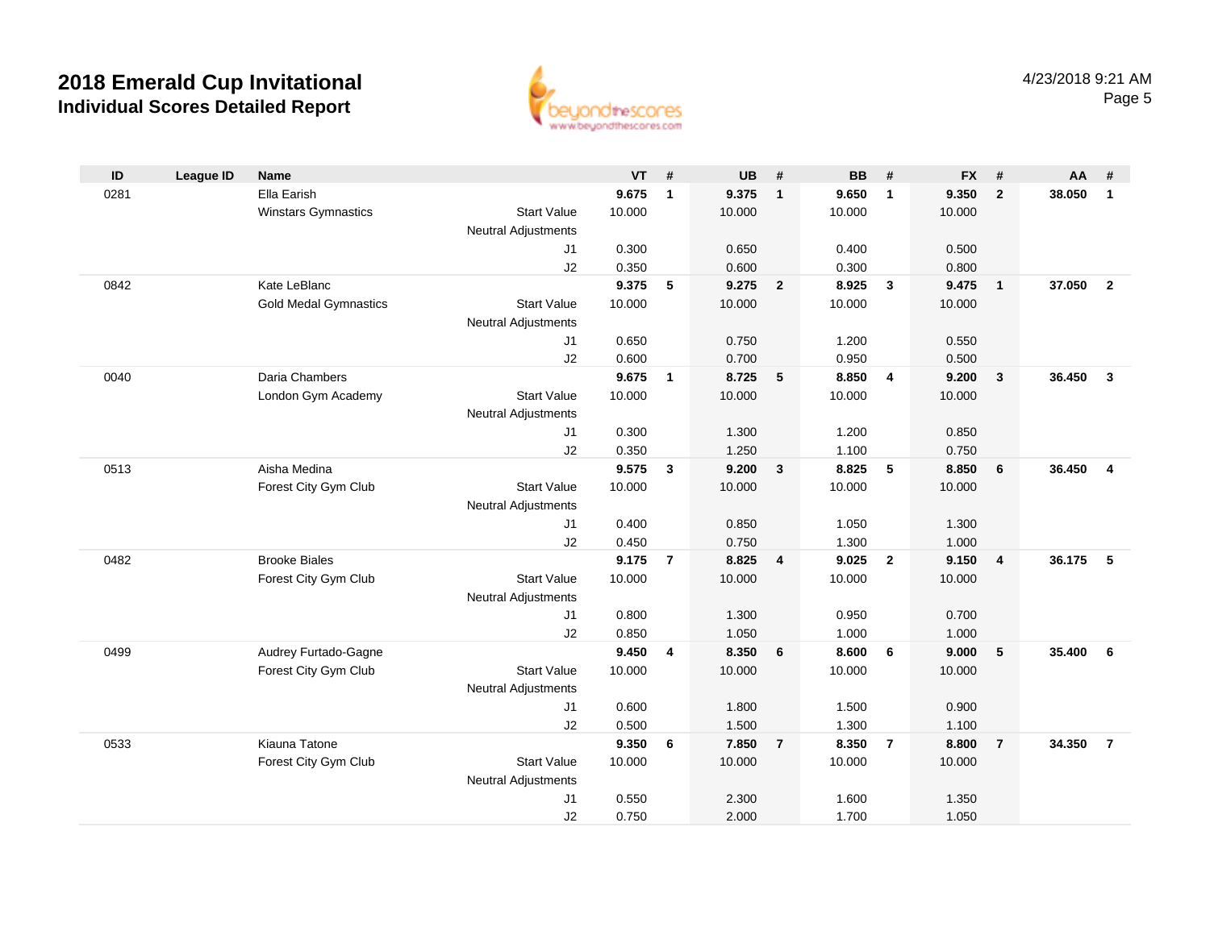# 2018 Emerald Cup Invitational
## Individual Scores Detailed Report

4/23/2018 9:21 AM

| ID | League ID | Name | | VT | # | UB | # | BB | # | FX | # | AA | # |
|---|---|---|---|---|---|---|---|---|---|---|---|---|---|
| 0281 | | Ella Earish | | **9.675** | **1** | **9.375** | **1** | **9.650** | **1** | **9.350** | **2** | **38.050** | **1** |
| | | Winstars Gymnastics | Start Value | 10.000 | | 10.000 | | 10.000 | | 10.000 | | | |
| | | | Neutral Adjustments | | | | | | | | | | |
| | | | J1 | 0.300 | | 0.650 | | 0.400 | | 0.500 | | | |
| | | | J2 | 0.350 | | 0.600 | | 0.300 | | 0.800 | | | |
| 0842 | | Kate LeBlanc | | **9.375** | **5** | **9.275** | **2** | **8.925** | **3** | **9.475** | **1** | **37.050** | **2** |
| | | Gold Medal Gymnastics | Start Value | 10.000 | | 10.000 | | 10.000 | | 10.000 | | | |
| | | | Neutral Adjustments | | | | | | | | | | |
| | | | J1 | 0.650 | | 0.750 | | 1.200 | | 0.550 | | | |
| | | | J2 | 0.600 | | 0.700 | | 0.950 | | 0.500 | | | |
| 0040 | | Daria Chambers | | **9.675** | **1** | **8.725** | **5** | **8.850** | **4** | **9.200** | **3** | **36.450** | **3** |
| | | London Gym Academy | Start Value | 10.000 | | 10.000 | | 10.000 | | 10.000 | | | |
| | | | Neutral Adjustments | | | | | | | | | | |
| | | | J1 | 0.300 | | 1.300 | | 1.200 | | 0.850 | | | |
| | | | J2 | 0.350 | | 1.250 | | 1.100 | | 0.750 | | | |
| 0513 | | Aisha Medina | | **9.575** | **3** | **9.200** | **3** | **8.825** | **5** | **8.850** | **6** | **36.450** | **4** |
| | | Forest City Gym Club | Start Value | 10.000 | | 10.000 | | 10.000 | | 10.000 | | | |
| | | | Neutral Adjustments | | | | | | | | | | |
| | | | J1 | 0.400 | | 0.850 | | 1.050 | | 1.300 | | | |
| | | | J2 | 0.450 | | 0.750 | | 1.300 | | 1.000 | | | |
| 0482 | | Brooke Biales | | **9.175** | **7** | **8.825** | **4** | **9.025** | **2** | **9.150** | **4** | **36.175** | **5** |
| | | Forest City Gym Club | Start Value | 10.000 | | 10.000 | | 10.000 | | 10.000 | | | |
| | | | Neutral Adjustments | | | | | | | | | | |
| | | | J1 | 0.800 | | 1.300 | | 0.950 | | 0.700 | | | |
| | | | J2 | 0.850 | | 1.050 | | 1.000 | | 1.000 | | | |
| 0499 | | Audrey Furtado-Gagne | | **9.450** | **4** | **8.350** | **6** | **8.600** | **6** | **9.000** | **5** | **35.400** | **6** |
| | | Forest City Gym Club | Start Value | 10.000 | | 10.000 | | 10.000 | | 10.000 | | | |
| | | | Neutral Adjustments | | | | | | | | | | |
| | | | J1 | 0.600 | | 1.800 | | 1.500 | | 0.900 | | | |
| | | | J2 | 0.500 | | 1.500 | | 1.300 | | 1.100 | | | |
| 0533 | | Kiauna Tatone | | **9.350** | **6** | **7.850** | **7** | **8.350** | **7** | **8.800** | **7** | **34.350** | **7** |
| | | Forest City Gym Club | Start Value | 10.000 | | 10.000 | | 10.000 | | 10.000 | | | |
| | | | Neutral Adjustments | | | | | | | | | | |
| | | | J1 | 0.550 | | 2.300 | | 1.600 | | 1.350 | | | |
| | | | J2 | 0.750 | | 2.000 | | 1.700 | | 1.050 | | | |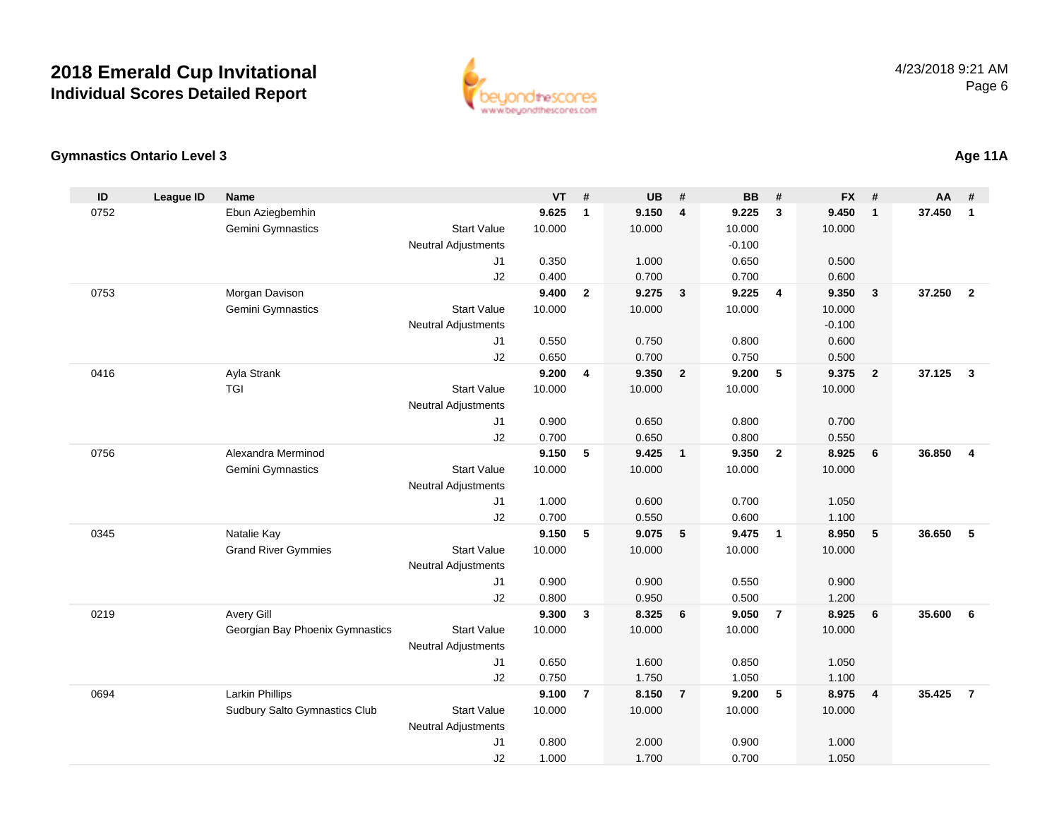# 2018 Emerald Cup Invitational
## Individual Scores Detailed Report

4/23/2018 9:21 AM

### Gymnastics Ontario Level 3

**Age 11A**

| ID | League ID | Name | | VT | # | UB | # | BB | # | FX | # | AA | # |
|---|---|---|---|---|---|---|---|---|---|---|---|---|---|
| 0752 | | Ebun Aziegbemhin | | **9.625** | **1** | **9.150** | **4** | **9.225** | **3** | **9.450** | **1** | **37.450** | **1** |
| | | Gemini Gymnastics | Start Value | 10.000 | | 10.000 | | 10.000 | | 10.000 | | | |
| | | | Neutral Adjustments | | | | | -0.100 | | | | | |
| | | | J1 | 0.350 | | 1.000 | | 0.650 | | 0.500 | | | |
| | | | J2 | 0.400 | | 0.700 | | 0.700 | | 0.600 | | | |
| 0753 | | Morgan Davison | | **9.400** | **2** | **9.275** | **3** | **9.225** | **4** | **9.350** | **3** | **37.250** | **2** |
| | | Gemini Gymnastics | Start Value | 10.000 | | 10.000 | | 10.000 | | 10.000 | | | |
| | | | Neutral Adjustments | | | | | | | -0.100 | | | |
| | | | J1 | 0.550 | | 0.750 | | 0.800 | | 0.600 | | | |
| | | | J2 | 0.650 | | 0.700 | | 0.750 | | 0.500 | | | |
| 0416 | | Ayla Strank | | **9.200** | **4** | **9.350** | **2** | **9.200** | **5** | **9.375** | **2** | **37.125** | **3** |
| | | TGI | Start Value | 10.000 | | 10.000 | | 10.000 | | 10.000 | | | |
| | | | Neutral Adjustments | | | | | | | | | | |
| | | | J1 | 0.900 | | 0.650 | | 0.800 | | 0.700 | | | |
| | | | J2 | 0.700 | | 0.650 | | 0.800 | | 0.550 | | | |
| 0756 | | Alexandra Merminod | | **9.150** | **5** | **9.425** | **1** | **9.350** | **2** | **8.925** | **6** | **36.850** | **4** |
| | | Gemini Gymnastics | Start Value | 10.000 | | 10.000 | | 10.000 | | 10.000 | | | |
| | | | Neutral Adjustments | | | | | | | | | | |
| | | | J1 | 1.000 | | 0.600 | | 0.700 | | 1.050 | | | |
| | | | J2 | 0.700 | | 0.550 | | 0.600 | | 1.100 | | | |
| 0345 | | Natalie Kay | | **9.150** | **5** | **9.075** | **5** | **9.475** | **1** | **8.950** | **5** | **36.650** | **5** |
| | | Grand River Gymmies | Start Value | 10.000 | | 10.000 | | 10.000 | | 10.000 | | | |
| | | | Neutral Adjustments | | | | | | | | | | |
| | | | J1 | 0.900 | | 0.900 | | 0.550 | | 0.900 | | | |
| | | | J2 | 0.800 | | 0.950 | | 0.500 | | 1.200 | | | |
| 0219 | | Avery Gill | | **9.300** | **3** | **8.325** | **6** | **9.050** | **7** | **8.925** | **6** | **35.600** | **6** |
| | | Georgian Bay Phoenix Gymnastics | Start Value | 10.000 | | 10.000 | | 10.000 | | 10.000 | | | |
| | | | Neutral Adjustments | | | | | | | | | | |
| | | | J1 | 0.650 | | 1.600 | | 0.850 | | 1.050 | | | |
| | | | J2 | 0.750 | | 1.750 | | 1.050 | | 1.100 | | | |
| 0694 | | Larkin Phillips | | **9.100** | **7** | **8.150** | **7** | **9.200** | **5** | **8.975** | **4** | **35.425** | **7** |
| | | Sudbury Salto Gymnastics Club | Start Value | 10.000 | | 10.000 | | 10.000 | | 10.000 | | | |
| | | | Neutral Adjustments | | | | | | | | | | |
| | | | J1 | 0.800 | | 2.000 | | 0.900 | | 1.000 | | | |
| | | | J2 | 1.000 | | 1.700 | | 0.700 | | 1.050 | | | |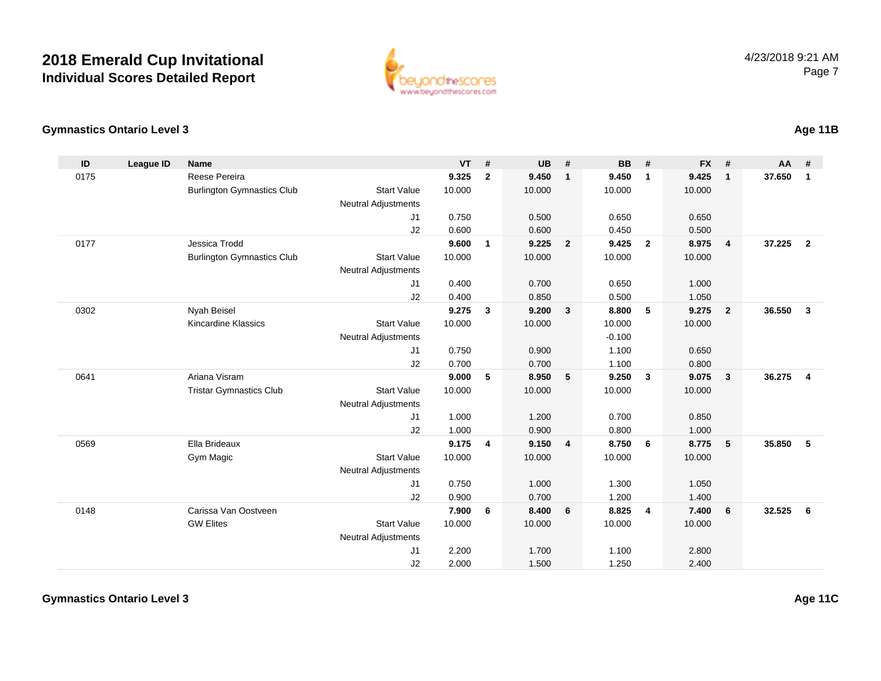# 2018 Emerald Cup Invitational
## Individual Scores Detailed Report

4/23/2018 9:21 AM

### Gymnastics Ontario Level 3

**Age 11B**

| ID | League ID | Name | | VT | # | UB | # | BB | # | FX | # | AA | # |
|---|---|---|---|---|---|---|---|---|---|---|---|---|---|
| 0175 | | Reese Pereira | | **9.325** | **2** | **9.450** | **1** | **9.450** | **1** | **9.425** | **1** | **37.650** | **1** |
| | | Burlington Gymnastics Club | Start Value | 10.000 | | 10.000 | | 10.000 | | 10.000 | | | |
| | | | Neutral Adjustments | | | | | | | | | | |
| | | | J1 | 0.750 | | 0.500 | | 0.650 | | 0.650 | | | |
| | | | J2 | 0.600 | | 0.600 | | 0.450 | | 0.500 | | | |
| 0177 | | Jessica Trodd | | **9.600** | **1** | **9.225** | **2** | **9.425** | **2** | **8.975** | **4** | **37.225** | **2** |
| | | Burlington Gymnastics Club | Start Value | 10.000 | | 10.000 | | 10.000 | | 10.000 | | | |
| | | | Neutral Adjustments | | | | | | | | | | |
| | | | J1 | 0.400 | | 0.700 | | 0.650 | | 1.000 | | | |
| | | | J2 | 0.400 | | 0.850 | | 0.500 | | 1.050 | | | |
| 0302 | | Nyah Beisel | | **9.275** | **3** | **9.200** | **3** | **8.800** | **5** | **9.275** | **2** | **36.550** | **3** |
| | | Kincardine Klassics | Start Value | 10.000 | | 10.000 | | 10.000 | | 10.000 | | | |
| | | | Neutral Adjustments | | | | | -0.100 | | | | | |
| | | | J1 | 0.750 | | 0.900 | | 1.100 | | 0.650 | | | |
| | | | J2 | 0.700 | | 0.700 | | 1.100 | | 0.800 | | | |
| 0641 | | Ariana Visram | | **9.000** | **5** | **8.950** | **5** | **9.250** | **3** | **9.075** | **3** | **36.275** | **4** |
| | | Tristar Gymnastics Club | Start Value | 10.000 | | 10.000 | | 10.000 | | 10.000 | | | |
| | | | Neutral Adjustments | | | | | | | | | | |
| | | | J1 | 1.000 | | 1.200 | | 0.700 | | 0.850 | | | |
| | | | J2 | 1.000 | | 0.900 | | 0.800 | | 1.000 | | | |
| 0569 | | Ella Brideaux | | **9.175** | **4** | **9.150** | **4** | **8.750** | **6** | **8.775** | **5** | **35.850** | **5** |
| | | Gym Magic | Start Value | 10.000 | | 10.000 | | 10.000 | | 10.000 | | | |
| | | | Neutral Adjustments | | | | | | | | | | |
| | | | J1 | 0.750 | | 1.000 | | 1.300 | | 1.050 | | | |
| | | | J2 | 0.900 | | 0.700 | | 1.200 | | 1.400 | | | |
| 0148 | | Carissa Van Oostveen | | **7.900** | **6** | **8.400** | **6** | **8.825** | **4** | **7.400** | **6** | **32.525** | **6** |
| | | GW Elites | Start Value | 10.000 | | 10.000 | | 10.000 | | 10.000 | | | |
| | | | Neutral Adjustments | | | | | | | | | | |
| | | | J1 | 2.200 | | 1.700 | | 1.100 | | 2.800 | | | |
| | | | J2 | 2.000 | | 1.500 | | 1.250 | | 2.400 | | | |

### Gymnastics Ontario Level 3

**Age 11C**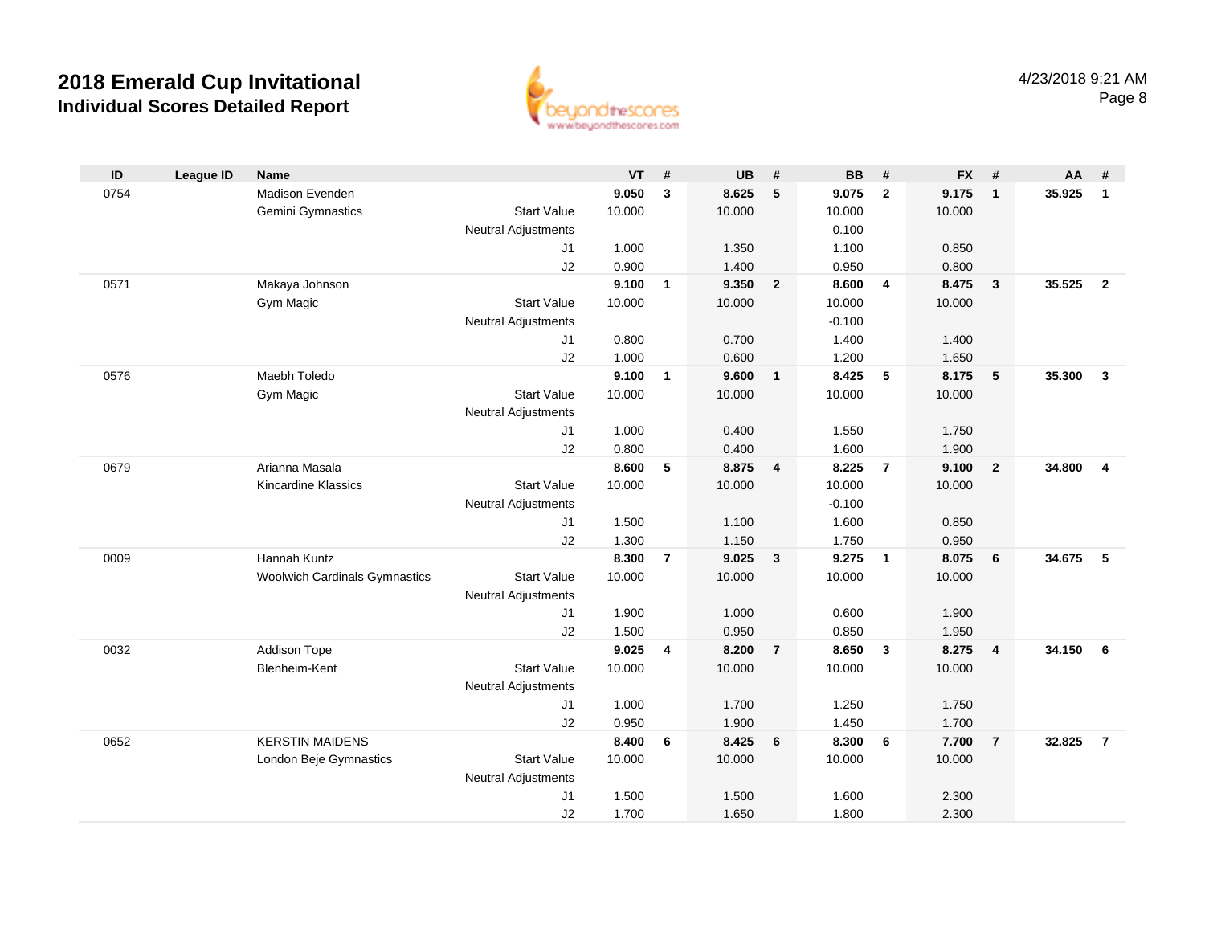# 2018 Emerald Cup Invitational
## Individual Scores Detailed Report

4/23/2018 9:21 AM

| ID | League ID | Name | | VT | # | UB | # | BB | # | FX | # | AA | # |
|---|---|---|---|---|---|---|---|---|---|---|---|---|---|
| 0754 | | Madison Evenden | | **9.050** | **3** | **8.625** | **5** | **9.075** | **2** | **9.175** | **1** | **35.925** | **1** |
| | | Gemini Gymnastics | Start Value | 10.000 | | 10.000 | | 10.000 | | 10.000 | | | |
| | | | Neutral Adjustments | | | | | 0.100 | | | | | |
| | | | J1 | 1.000 | | 1.350 | | 1.100 | | 0.850 | | | |
| | | | J2 | 0.900 | | 1.400 | | 0.950 | | 0.800 | | | |
| 0571 | | Makaya Johnson | | **9.100** | **1** | **9.350** | **2** | **8.600** | **4** | **8.475** | **3** | **35.525** | **2** |
| | | Gym Magic | Start Value | 10.000 | | 10.000 | | 10.000 | | 10.000 | | | |
| | | | Neutral Adjustments | | | | | -0.100 | | | | | |
| | | | J1 | 0.800 | | 0.700 | | 1.400 | | 1.400 | | | |
| | | | J2 | 1.000 | | 0.600 | | 1.200 | | 1.650 | | | |
| 0576 | | Maebh Toledo | | **9.100** | **1** | **9.600** | **1** | **8.425** | **5** | **8.175** | **5** | **35.300** | **3** |
| | | Gym Magic | Start Value | 10.000 | | 10.000 | | 10.000 | | 10.000 | | | |
| | | | Neutral Adjustments | | | | | | | | | | |
| | | | J1 | 1.000 | | 0.400 | | 1.550 | | 1.750 | | | |
| | | | J2 | 0.800 | | 0.400 | | 1.600 | | 1.900 | | | |
| 0679 | | Arianna Masala | | **8.600** | **5** | **8.875** | **4** | **8.225** | **7** | **9.100** | **2** | **34.800** | **4** |
| | | Kincardine Klassics | Start Value | 10.000 | | 10.000 | | 10.000 | | 10.000 | | | |
| | | | Neutral Adjustments | | | | | -0.100 | | | | | |
| | | | J1 | 1.500 | | 1.100 | | 1.600 | | 0.850 | | | |
| | | | J2 | 1.300 | | 1.150 | | 1.750 | | 0.950 | | | |
| 0009 | | Hannah Kuntz | | **8.300** | **7** | **9.025** | **3** | **9.275** | **1** | **8.075** | **6** | **34.675** | **5** |
| | | Woolwich Cardinals Gymnastics | Start Value | 10.000 | | 10.000 | | 10.000 | | 10.000 | | | |
| | | | Neutral Adjustments | | | | | | | | | | |
| | | | J1 | 1.900 | | 1.000 | | 0.600 | | 1.900 | | | |
| | | | J2 | 1.500 | | 0.950 | | 0.850 | | 1.950 | | | |
| 0032 | | Addison Tope | | **9.025** | **4** | **8.200** | **7** | **8.650** | **3** | **8.275** | **4** | **34.150** | **6** |
| | | Blenheim-Kent | Start Value | 10.000 | | 10.000 | | 10.000 | | 10.000 | | | |
| | | | Neutral Adjustments | | | | | | | | | | |
| | | | J1 | 1.000 | | 1.700 | | 1.250 | | 1.750 | | | |
| | | | J2 | 0.950 | | 1.900 | | 1.450 | | 1.700 | | | |
| 0652 | | KERSTIN MAIDENS | | **8.400** | **6** | **8.425** | **6** | **8.300** | **6** | **7.700** | **7** | **32.825** | **7** |
| | | London Beje Gymnastics | Start Value | 10.000 | | 10.000 | | 10.000 | | 10.000 | | | |
| | | | Neutral Adjustments | | | | | | | | | | |
| | | | J1 | 1.500 | | 1.500 | | 1.600 | | 2.300 | | | |
| | | | J2 | 1.700 | | 1.650 | | 1.800 | | 2.300 | | | |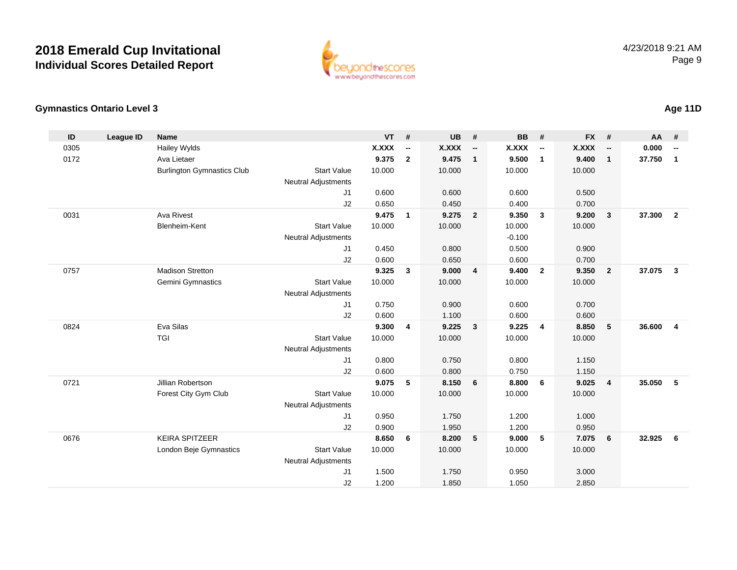# 2018 Emerald Cup Invitational
## Individual Scores Detailed Report

4/23/2018 9:21 AM

### Gymnastics Ontario Level 3

### Age 11D

| ID | League ID | Name | | VT | # | UB | # | BB | # | FX | # | AA | # |
|---|---|---|---|---|---|---|---|---|---|---|---|---|---|
| 0305 | | Hailey Wylds | | **X.XXX** | **--** | **X.XXX** | **--** | **X.XXX** | **--** | **X.XXX** | **--** | **0.000** | **--** |
| 0172 | | Ava Lietaer | | **9.375** | **2** | **9.475** | **1** | **9.500** | **1** | **9.400** | **1** | **37.750** | **1** |
| | | Burlington Gymnastics Club | Start Value | 10.000 | | 10.000 | | 10.000 | | 10.000 | | | |
| | | | Neutral Adjustments | | | | | | | | | | |
| | | | J1 | 0.600 | | 0.600 | | 0.600 | | 0.500 | | | |
| | | | J2 | 0.650 | | 0.450 | | 0.400 | | 0.700 | | | |
| 0031 | | Ava Rivest | | **9.475** | **1** | **9.275** | **2** | **9.350** | **3** | **9.200** | **3** | **37.300** | **2** |
| | | Blenheim-Kent | Start Value | 10.000 | | 10.000 | | 10.000 | | 10.000 | | | |
| | | | Neutral Adjustments | | | | | -0.100 | | | | | |
| | | | J1 | 0.450 | | 0.800 | | 0.500 | | 0.900 | | | |
| | | | J2 | 0.600 | | 0.650 | | 0.600 | | 0.700 | | | |
| 0757 | | Madison Stretton | | **9.325** | **3** | **9.000** | **4** | **9.400** | **2** | **9.350** | **2** | **37.075** | **3** |
| | | Gemini Gymnastics | Start Value | 10.000 | | 10.000 | | 10.000 | | 10.000 | | | |
| | | | Neutral Adjustments | | | | | | | | | | |
| | | | J1 | 0.750 | | 0.900 | | 0.600 | | 0.700 | | | |
| | | | J2 | 0.600 | | 1.100 | | 0.600 | | 0.600 | | | |
| 0824 | | Eva Silas | | **9.300** | **4** | **9.225** | **3** | **9.225** | **4** | **8.850** | **5** | **36.600** | **4** |
| | | TGI | Start Value | 10.000 | | 10.000 | | 10.000 | | 10.000 | | | |
| | | | Neutral Adjustments | | | | | | | | | | |
| | | | J1 | 0.800 | | 0.750 | | 0.800 | | 1.150 | | | |
| | | | J2 | 0.600 | | 0.800 | | 0.750 | | 1.150 | | | |
| 0721 | | Jillian Robertson | | **9.075** | **5** | **8.150** | **6** | **8.800** | **6** | **9.025** | **4** | **35.050** | **5** |
| | | Forest City Gym Club | Start Value | 10.000 | | 10.000 | | 10.000 | | 10.000 | | | |
| | | | Neutral Adjustments | | | | | | | | | | |
| | | | J1 | 0.950 | | 1.750 | | 1.200 | | 1.000 | | | |
| | | | J2 | 0.900 | | 1.950 | | 1.200 | | 0.950 | | | |
| 0676 | | KEIRA SPITZEER | | **8.650** | **6** | **8.200** | **5** | **9.000** | **5** | **7.075** | **6** | **32.925** | **6** |
| | | London Beje Gymnastics | Start Value | 10.000 | | 10.000 | | 10.000 | | 10.000 | | | |
| | | | Neutral Adjustments | | | | | | | | | | |
| | | | J1 | 1.500 | | 1.750 | | 0.950 | | 3.000 | | | |
| | | | J2 | 1.200 | | 1.850 | | 1.050 | | 2.850 | | | |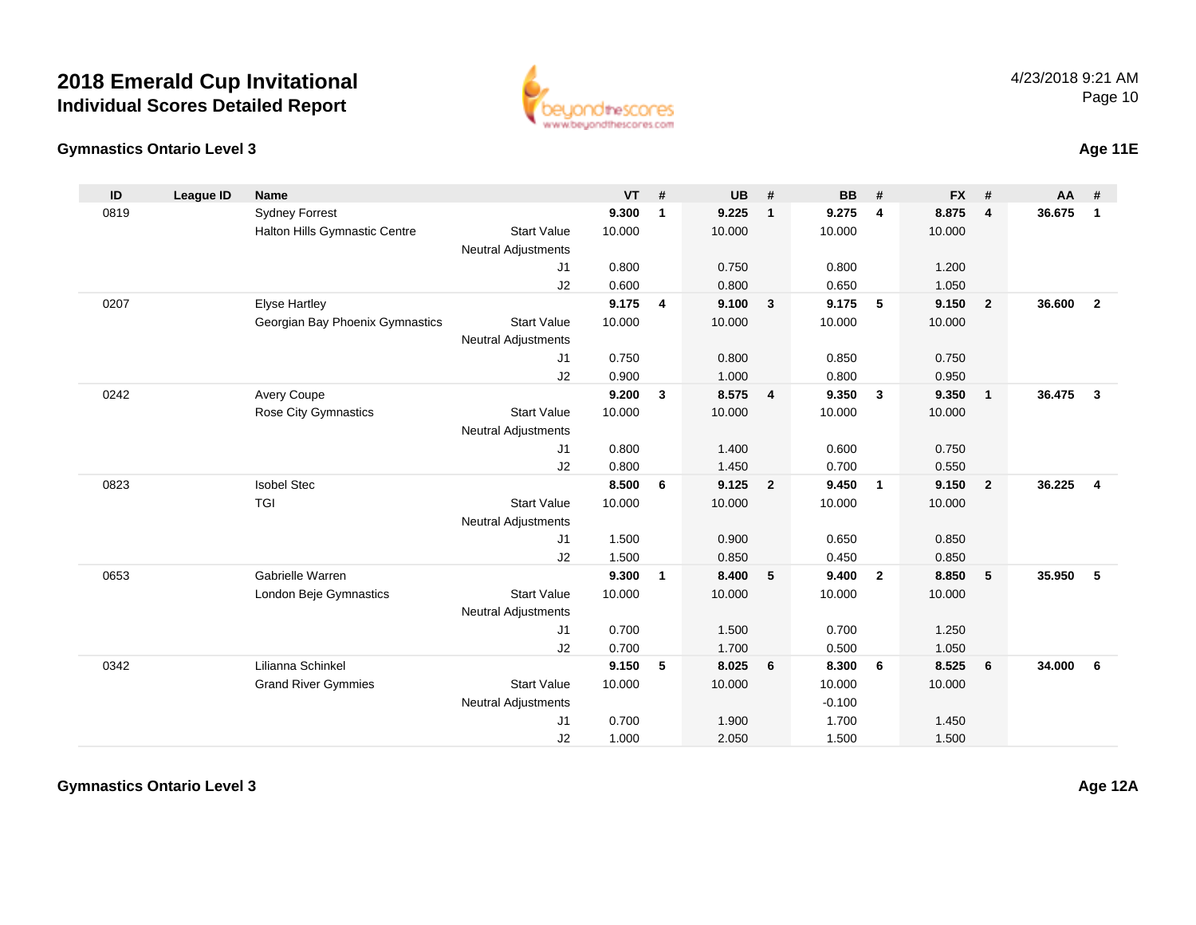# 2018 Emerald Cup Invitational

## Individual Scores Detailed Report

4/23/2018 9:21 AM

### Gymnastics Ontario Level 3

**Age 11E**

| ID | League ID | Name | | VT | # | UB | # | BB | # | FX | # | AA | # |
|---|---|---|---|---|---|---|---|---|---|---|---|---|---|
| 0819 | | Sydney Forrest | | **9.300** | **1** | **9.225** | **1** | **9.275** | **4** | **8.875** | **4** | **36.675** | **1** |
| | | Halton Hills Gymnastic Centre | Start Value | 10.000 | | 10.000 | | 10.000 | | 10.000 | | | |
| | | | Neutral Adjustments | | | | | | | | | | |
| | | | J1 | 0.800 | | 0.750 | | 0.800 | | 1.200 | | | |
| | | | J2 | 0.600 | | 0.800 | | 0.650 | | 1.050 | | | |
| 0207 | | Elyse Hartley | | **9.175** | **4** | **9.100** | **3** | **9.175** | **5** | **9.150** | **2** | **36.600** | **2** |
| | | Georgian Bay Phoenix Gymnastics | Start Value | 10.000 | | 10.000 | | 10.000 | | 10.000 | | | |
| | | | Neutral Adjustments | | | | | | | | | | |
| | | | J1 | 0.750 | | 0.800 | | 0.850 | | 0.750 | | | |
| | | | J2 | 0.900 | | 1.000 | | 0.800 | | 0.950 | | | |
| 0242 | | Avery Coupe | | **9.200** | **3** | **8.575** | **4** | **9.350** | **3** | **9.350** | **1** | **36.475** | **3** |
| | | Rose City Gymnastics | Start Value | 10.000 | | 10.000 | | 10.000 | | 10.000 | | | |
| | | | Neutral Adjustments | | | | | | | | | | |
| | | | J1 | 0.800 | | 1.400 | | 0.600 | | 0.750 | | | |
| | | | J2 | 0.800 | | 1.450 | | 0.700 | | 0.550 | | | |
| 0823 | | Isobel Stec | | **8.500** | **6** | **9.125** | **2** | **9.450** | **1** | **9.150** | **2** | **36.225** | **4** |
| | | TGI | Start Value | 10.000 | | 10.000 | | 10.000 | | 10.000 | | | |
| | | | Neutral Adjustments | | | | | | | | | | |
| | | | J1 | 1.500 | | 0.900 | | 0.650 | | 0.850 | | | |
| | | | J2 | 1.500 | | 0.850 | | 0.450 | | 0.850 | | | |
| 0653 | | Gabrielle Warren | | **9.300** | **1** | **8.400** | **5** | **9.400** | **2** | **8.850** | **5** | **35.950** | **5** |
| | | London Beje Gymnastics | Start Value | 10.000 | | 10.000 | | 10.000 | | 10.000 | | | |
| | | | Neutral Adjustments | | | | | | | | | | |
| | | | J1 | 0.700 | | 1.500 | | 0.700 | | 1.250 | | | |
| | | | J2 | 0.700 | | 1.700 | | 0.500 | | 1.050 | | | |
| 0342 | | Lilianna Schinkel | | **9.150** | **5** | **8.025** | **6** | **8.300** | **6** | **8.525** | **6** | **34.000** | **6** |
| | | Grand River Gymmies | Start Value | 10.000 | | 10.000 | | 10.000 | | 10.000 | | | |
| | | | Neutral Adjustments | | | | | -0.100 | | | | | |
| | | | J1 | 0.700 | | 1.900 | | 1.700 | | 1.450 | | | |
| | | | J2 | 1.000 | | 2.050 | | 1.500 | | 1.500 | | | |

### Gymnastics Ontario Level 3

**Age 12A**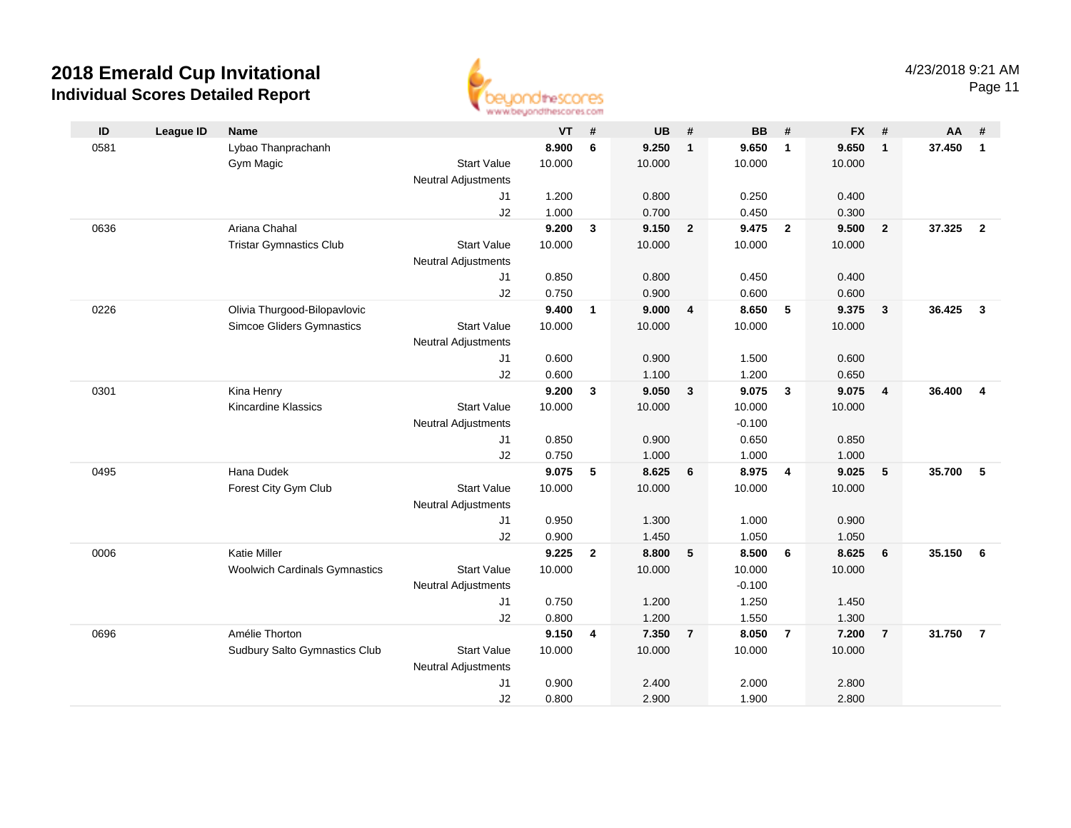# 2018 Emerald Cup Invitational

## Individual Scores Detailed Report

4/23/2018 9:21 AM

| ID | League ID | Name | | VT | # | UB | # | BB | # | FX | # | AA | # |
|---|---|---|---|---|---|---|---|---|---|---|---|---|---|
| 0581 | | Lybao Thanprachanh | | **8.900** | **6** | **9.250** | **1** | **9.650** | **1** | **9.650** | **1** | **37.450** | **1** |
| | | Gym Magic | Start Value | 10.000 | | 10.000 | | 10.000 | | 10.000 | | | |
| | | | Neutral Adjustments | | | | | | | | | | |
| | | | J1 | 1.200 | | 0.800 | | 0.250 | | 0.400 | | | |
| | | | J2 | 1.000 | | 0.700 | | 0.450 | | 0.300 | | | |
| 0636 | | Ariana Chahal | | **9.200** | **3** | **9.150** | **2** | **9.475** | **2** | **9.500** | **2** | **37.325** | **2** |
| | | Tristar Gymnastics Club | Start Value | 10.000 | | 10.000 | | 10.000 | | 10.000 | | | |
| | | | Neutral Adjustments | | | | | | | | | | |
| | | | J1 | 0.850 | | 0.800 | | 0.450 | | 0.400 | | | |
| | | | J2 | 0.750 | | 0.900 | | 0.600 | | 0.600 | | | |
| 0226 | | Olivia Thurgood-Bilopavlovic | | **9.400** | **1** | **9.000** | **4** | **8.650** | **5** | **9.375** | **3** | **36.425** | **3** |
| | | Simcoe Gliders Gymnastics | Start Value | 10.000 | | 10.000 | | 10.000 | | 10.000 | | | |
| | | | Neutral Adjustments | | | | | | | | | | |
| | | | J1 | 0.600 | | 0.900 | | 1.500 | | 0.600 | | | |
| | | | J2 | 0.600 | | 1.100 | | 1.200 | | 0.650 | | | |
| 0301 | | Kina Henry | | **9.200** | **3** | **9.050** | **3** | **9.075** | **3** | **9.075** | **4** | **36.400** | **4** |
| | | Kincardine Klassics | Start Value | 10.000 | | 10.000 | | 10.000 | | 10.000 | | | |
| | | | Neutral Adjustments | | | | | -0.100 | | | | | |
| | | | J1 | 0.850 | | 0.900 | | 0.650 | | 0.850 | | | |
| | | | J2 | 0.750 | | 1.000 | | 1.000 | | 1.000 | | | |
| 0495 | | Hana Dudek | | **9.075** | **5** | **8.625** | **6** | **8.975** | **4** | **9.025** | **5** | **35.700** | **5** |
| | | Forest City Gym Club | Start Value | 10.000 | | 10.000 | | 10.000 | | 10.000 | | | |
| | | | Neutral Adjustments | | | | | | | | | | |
| | | | J1 | 0.950 | | 1.300 | | 1.000 | | 0.900 | | | |
| | | | J2 | 0.900 | | 1.450 | | 1.050 | | 1.050 | | | |
| 0006 | | Katie Miller | | **9.225** | **2** | **8.800** | **5** | **8.500** | **6** | **8.625** | **6** | **35.150** | **6** |
| | | Woolwich Cardinals Gymnastics | Start Value | 10.000 | | 10.000 | | 10.000 | | 10.000 | | | |
| | | | Neutral Adjustments | | | | | -0.100 | | | | | |
| | | | J1 | 0.750 | | 1.200 | | 1.250 | | 1.450 | | | |
| | | | J2 | 0.800 | | 1.200 | | 1.550 | | 1.300 | | | |
| 0696 | | Amélie Thorton | | **9.150** | **4** | **7.350** | **7** | **8.050** | **7** | **7.200** | **7** | **31.750** | **7** |
| | | Sudbury Salto Gymnastics Club | Start Value | 10.000 | | 10.000 | | 10.000 | | 10.000 | | | |
| | | | Neutral Adjustments | | | | | | | | | | |
| | | | J1 | 0.900 | | 2.400 | | 2.000 | | 2.800 | | | |
| | | | J2 | 0.800 | | 2.900 | | 1.900 | | 2.800 | | | |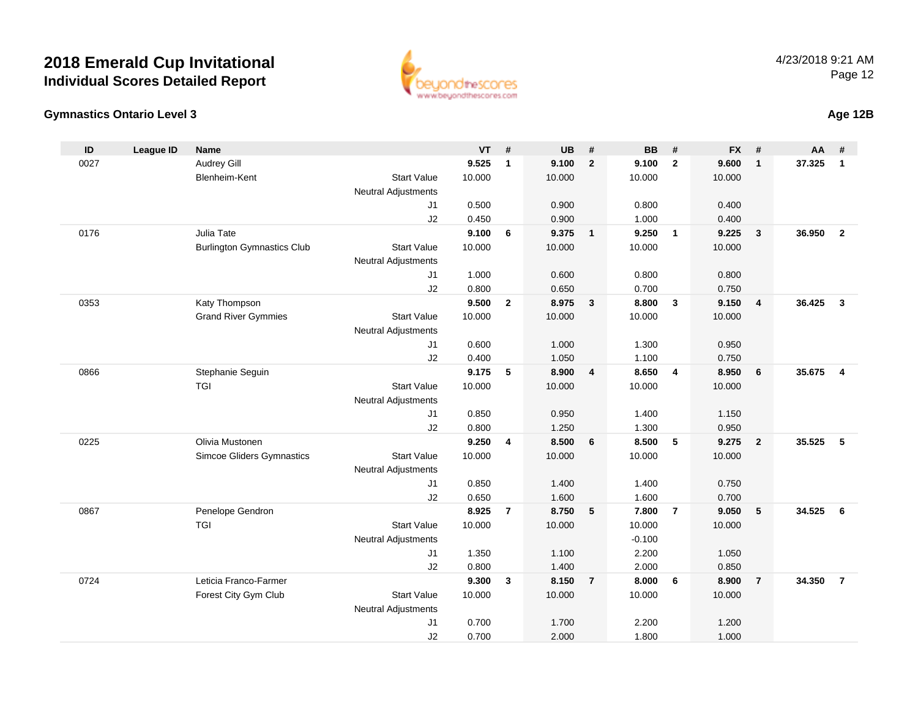# 2018 Emerald Cup Invitational
## Individual Scores Detailed Report

4/23/2018 9:21 AM

### Gymnastics Ontario Level 3

**Age 12B**

| ID | League ID | Name | | VT | # | UB | # | BB | # | FX | # | AA | # |
|---|---|---|---|---|---|---|---|---|---|---|---|---|---|
| 0027 | | Audrey Gill | | **9.525** | **1** | **9.100** | **2** | **9.100** | **2** | **9.600** | **1** | **37.325** | **1** |
| | | Blenheim-Kent | Start Value | 10.000 | | 10.000 | | 10.000 | | 10.000 | | | |
| | | | Neutral Adjustments | | | | | | | | | | |
| | | | J1 | 0.500 | | 0.900 | | 0.800 | | 0.400 | | | |
| | | | J2 | 0.450 | | 0.900 | | 1.000 | | 0.400 | | | |
| 0176 | | Julia Tate | | **9.100** | **6** | **9.375** | **1** | **9.250** | **1** | **9.225** | **3** | **36.950** | **2** |
| | | Burlington Gymnastics Club | Start Value | 10.000 | | 10.000 | | 10.000 | | 10.000 | | | |
| | | | Neutral Adjustments | | | | | | | | | | |
| | | | J1 | 1.000 | | 0.600 | | 0.800 | | 0.800 | | | |
| | | | J2 | 0.800 | | 0.650 | | 0.700 | | 0.750 | | | |
| 0353 | | Katy Thompson | | **9.500** | **2** | **8.975** | **3** | **8.800** | **3** | **9.150** | **4** | **36.425** | **3** |
| | | Grand River Gymmies | Start Value | 10.000 | | 10.000 | | 10.000 | | 10.000 | | | |
| | | | Neutral Adjustments | | | | | | | | | | |
| | | | J1 | 0.600 | | 1.000 | | 1.300 | | 0.950 | | | |
| | | | J2 | 0.400 | | 1.050 | | 1.100 | | 0.750 | | | |
| 0866 | | Stephanie Seguin | | **9.175** | **5** | **8.900** | **4** | **8.650** | **4** | **8.950** | **6** | **35.675** | **4** |
| | | TGI | Start Value | 10.000 | | 10.000 | | 10.000 | | 10.000 | | | |
| | | | Neutral Adjustments | | | | | | | | | | |
| | | | J1 | 0.850 | | 0.950 | | 1.400 | | 1.150 | | | |
| | | | J2 | 0.800 | | 1.250 | | 1.300 | | 0.950 | | | |
| 0225 | | Olivia Mustonen | | **9.250** | **4** | **8.500** | **6** | **8.500** | **5** | **9.275** | **2** | **35.525** | **5** |
| | | Simcoe Gliders Gymnastics | Start Value | 10.000 | | 10.000 | | 10.000 | | 10.000 | | | |
| | | | Neutral Adjustments | | | | | | | | | | |
| | | | J1 | 0.850 | | 1.400 | | 1.400 | | 0.750 | | | |
| | | | J2 | 0.650 | | 1.600 | | 1.600 | | 0.700 | | | |
| 0867 | | Penelope Gendron | | **8.925** | **7** | **8.750** | **5** | **7.800** | **7** | **9.050** | **5** | **34.525** | **6** |
| | | TGI | Start Value | 10.000 | | 10.000 | | 10.000 | | 10.000 | | | |
| | | | Neutral Adjustments | | | | | -0.100 | | | | | |
| | | | J1 | 1.350 | | 1.100 | | 2.200 | | 1.050 | | | |
| | | | J2 | 0.800 | | 1.400 | | 2.000 | | 0.850 | | | |
| 0724 | | Leticia Franco-Farmer | | **9.300** | **3** | **8.150** | **7** | **8.000** | **6** | **8.900** | **7** | **34.350** | **7** |
| | | Forest City Gym Club | Start Value | 10.000 | | 10.000 | | 10.000 | | 10.000 | | | |
| | | | Neutral Adjustments | | | | | | | | | | |
| | | | J1 | 0.700 | | 1.700 | | 2.200 | | 1.200 | | | |
| | | | J2 | 0.700 | | 2.000 | | 1.800 | | 1.000 | | | |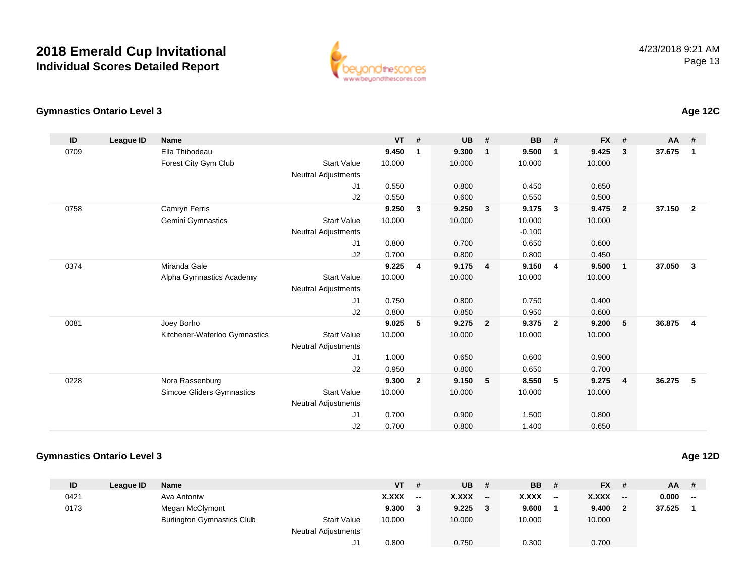# 2018 Emerald Cup Invitational

## Individual Scores Detailed Report

4/23/2018 9:21 AM

### Gymnastics Ontario Level 3 — Age 12C

| ID | League ID | Name | | VT | # | UB | # | BB | # | FX | # | AA | # |
|---|---|---|---|---|---|---|---|---|---|---|---|---|---|
| 0709 | | Ella Thibodeau | | **9.450** | **1** | **9.300** | **1** | **9.500** | **1** | **9.425** | **3** | **37.675** | **1** |
| | | Forest City Gym Club | Start Value | 10.000 | | 10.000 | | 10.000 | | 10.000 | | | |
| | | | Neutral Adjustments | | | | | | | | | | |
| | | | J1 | 0.550 | | 0.800 | | 0.450 | | 0.650 | | | |
| | | | J2 | 0.550 | | 0.600 | | 0.550 | | 0.500 | | | |
| 0758 | | Camryn Ferris | | **9.250** | **3** | **9.250** | **3** | **9.175** | **3** | **9.475** | **2** | **37.150** | **2** |
| | | Gemini Gymnastics | Start Value | 10.000 | | 10.000 | | 10.000 | | 10.000 | | | |
| | | | Neutral Adjustments | | | | | -0.100 | | | | | |
| | | | J1 | 0.800 | | 0.700 | | 0.650 | | 0.600 | | | |
| | | | J2 | 0.700 | | 0.800 | | 0.800 | | 0.450 | | | |
| 0374 | | Miranda Gale | | **9.225** | **4** | **9.175** | **4** | **9.150** | **4** | **9.500** | **1** | **37.050** | **3** |
| | | Alpha Gymnastics Academy | Start Value | 10.000 | | 10.000 | | 10.000 | | 10.000 | | | |
| | | | Neutral Adjustments | | | | | | | | | | |
| | | | J1 | 0.750 | | 0.800 | | 0.750 | | 0.400 | | | |
| | | | J2 | 0.800 | | 0.850 | | 0.950 | | 0.600 | | | |
| 0081 | | Joey Borho | | **9.025** | **5** | **9.275** | **2** | **9.375** | **2** | **9.200** | **5** | **36.875** | **4** |
| | | Kitchener-Waterloo Gymnastics | Start Value | 10.000 | | 10.000 | | 10.000 | | 10.000 | | | |
| | | | Neutral Adjustments | | | | | | | | | | |
| | | | J1 | 1.000 | | 0.650 | | 0.600 | | 0.900 | | | |
| | | | J2 | 0.950 | | 0.800 | | 0.650 | | 0.700 | | | |
| 0228 | | Nora Rassenburg | | **9.300** | **2** | **9.150** | **5** | **8.550** | **5** | **9.275** | **4** | **36.275** | **5** |
| | | Simcoe Gliders Gymnastics | Start Value | 10.000 | | 10.000 | | 10.000 | | 10.000 | | | |
| | | | Neutral Adjustments | | | | | | | | | | |
| | | | J1 | 0.700 | | 0.900 | | 1.500 | | 0.800 | | | |
| | | | J2 | 0.700 | | 0.800 | | 1.400 | | 0.650 | | | |

### Gymnastics Ontario Level 3 — Age 12D

| ID | League ID | Name | | VT | # | UB | # | BB | # | FX | # | AA | # |
|---|---|---|---|---|---|---|---|---|---|---|---|---|---|
| 0421 | | Ava Antoniw | | **X.XXX** | **--** | **X.XXX** | **--** | **X.XXX** | **--** | **X.XXX** | **--** | **0.000** | **--** |
| 0173 | | Megan McClymont | | **9.300** | **3** | **9.225** | **3** | **9.600** | **1** | **9.400** | **2** | **37.525** | **1** |
| | | Burlington Gymnastics Club | Start Value | 10.000 | | 10.000 | | 10.000 | | 10.000 | | | |
| | | | Neutral Adjustments | | | | | | | | | | |
| | | | J1 | 0.800 | | 0.750 | | 0.300 | | 0.700 | | | |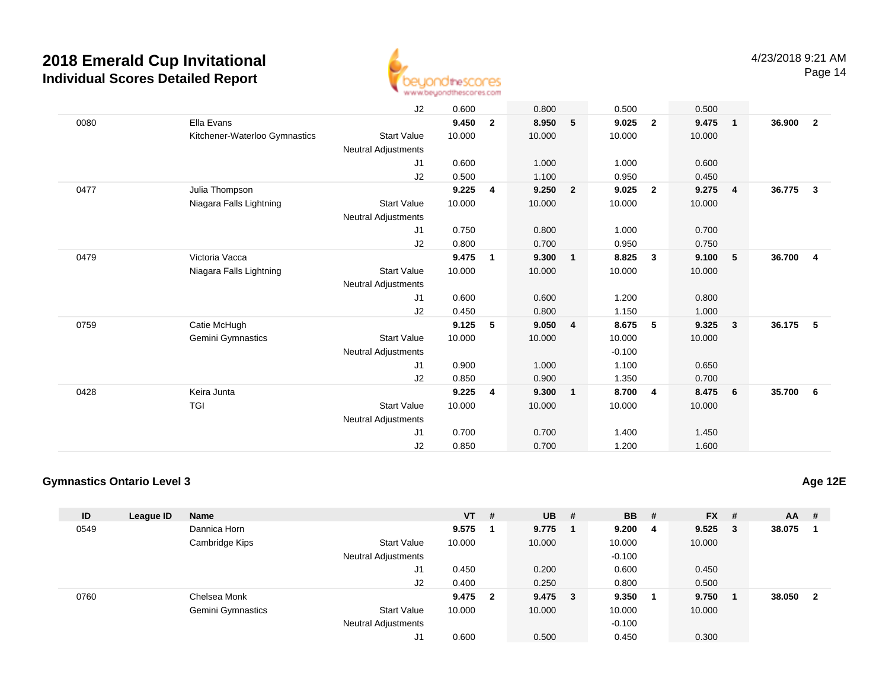| ID | League ID | Name | | VT | # | UB | # | BB | # | FX | # | AA | # |
|---|---|---|---|---|---|---|---|---|---|---|---|---|---|
| | | | J2 | 0.600 | | 0.800 | | 0.500 | | 0.500 | | | |
| 0080 | | Ella Evans | | **9.450** | **2** | **8.950** | **5** | **9.025** | **2** | **9.475** | **1** | **36.900** | **2** |
| | | Kitchener-Waterloo Gymnastics | Start Value | 10.000 | | 10.000 | | 10.000 | | 10.000 | | | |
| | | | Neutral Adjustments | | | | | | | | | | |
| | | | J1 | 0.600 | | 1.000 | | 1.000 | | 0.600 | | | |
| | | | J2 | 0.500 | | 1.100 | | 0.950 | | 0.450 | | | |
| 0477 | | Julia Thompson | | **9.225** | **4** | **9.250** | **2** | **9.025** | **2** | **9.275** | **4** | **36.775** | **3** |
| | | Niagara Falls Lightning | Start Value | 10.000 | | 10.000 | | 10.000 | | 10.000 | | | |
| | | | Neutral Adjustments | | | | | | | | | | |
| | | | J1 | 0.750 | | 0.800 | | 1.000 | | 0.700 | | | |
| | | | J2 | 0.800 | | 0.700 | | 0.950 | | 0.750 | | | |
| 0479 | | Victoria Vacca | | **9.475** | **1** | **9.300** | **1** | **8.825** | **3** | **9.100** | **5** | **36.700** | **4** |
| | | Niagara Falls Lightning | Start Value | 10.000 | | 10.000 | | 10.000 | | 10.000 | | | |
| | | | Neutral Adjustments | | | | | | | | | | |
| | | | J1 | 0.600 | | 0.600 | | 1.200 | | 0.800 | | | |
| | | | J2 | 0.450 | | 0.800 | | 1.150 | | 1.000 | | | |
| 0759 | | Catie McHugh | | **9.125** | **5** | **9.050** | **4** | **8.675** | **5** | **9.325** | **3** | **36.175** | **5** |
| | | Gemini Gymnastics | Start Value | 10.000 | | 10.000 | | 10.000 | | 10.000 | | | |
| | | | Neutral Adjustments | | | | | -0.100 | | | | | |
| | | | J1 | 0.900 | | 1.000 | | 1.100 | | 0.650 | | | |
| | | | J2 | 0.850 | | 0.900 | | 1.350 | | 0.700 | | | |
| 0428 | | Keira Junta | | **9.225** | **4** | **9.300** | **1** | **8.700** | **4** | **8.475** | **6** | **35.700** | **6** |
| | | TGI | Start Value | 10.000 | | 10.000 | | 10.000 | | 10.000 | | | |
| | | | Neutral Adjustments | | | | | | | | | | |
| | | | J1 | 0.700 | | 0.700 | | 1.400 | | 1.450 | | | |
| | | | J2 | 0.850 | | 0.700 | | 1.200 | | 1.600 | | | |

## Gymnastics Ontario Level 3

**Age 12E**

| ID | League ID | Name | | VT | # | UB | # | BB | # | FX | # | AA | # |
|---|---|---|---|---|---|---|---|---|---|---|---|---|---|
| 0549 | | Dannica Horn | | **9.575** | **1** | **9.775** | **1** | **9.200** | **4** | **9.525** | **3** | **38.075** | **1** |
| | | Cambridge Kips | Start Value | 10.000 | | 10.000 | | 10.000 | | 10.000 | | | |
| | | | Neutral Adjustments | | | | | -0.100 | | | | | |
| | | | J1 | 0.450 | | 0.200 | | 0.600 | | 0.450 | | | |
| | | | J2 | 0.400 | | 0.250 | | 0.800 | | 0.500 | | | |
| 0760 | | Chelsea Monk | | **9.475** | **2** | **9.475** | **3** | **9.350** | **1** | **9.750** | **1** | **38.050** | **2** |
| | | Gemini Gymnastics | Start Value | 10.000 | | 10.000 | | 10.000 | | 10.000 | | | |
| | | | Neutral Adjustments | | | | | -0.100 | | | | | |
| | | | J1 | 0.600 | | 0.500 | | 0.450 | | 0.300 | | | |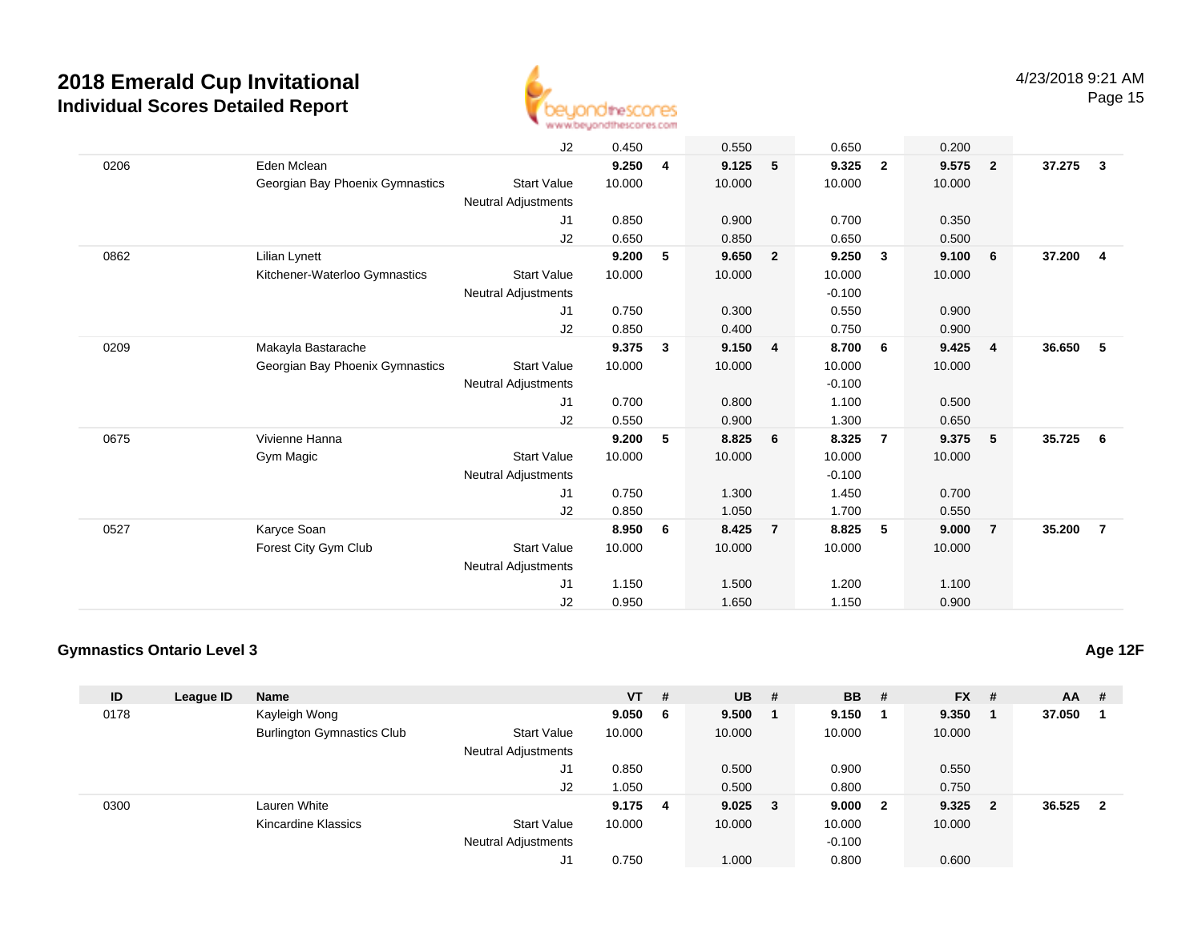# 2018 Emerald Cup Invitational

## Individual Scores Detailed Report

| ID | League ID | Name | | VT | # | UB | # | BB | # | FX | # | AA | # |
|---|---|---|---|---|---|---|---|---|---|---|---|---|---|
| | | | J2 | 0.450 | | 0.550 | | 0.650 | | 0.200 | | | |
| 0206 | | Eden Mclean | | **9.250** | **4** | **9.125** | **5** | **9.325** | **2** | **9.575** | **2** | **37.275** | **3** |
| | | Georgian Bay Phoenix Gymnastics | Start Value | 10.000 | | 10.000 | | 10.000 | | 10.000 | | | |
| | | | Neutral Adjustments | | | | | | | | | | |
| | | | J1 | 0.850 | | 0.900 | | 0.700 | | 0.350 | | | |
| | | | J2 | 0.650 | | 0.850 | | 0.650 | | 0.500 | | | |
| 0862 | | Lilian Lynett | | **9.200** | **5** | **9.650** | **2** | **9.250** | **3** | **9.100** | **6** | **37.200** | **4** |
| | | Kitchener-Waterloo Gymnastics | Start Value | 10.000 | | 10.000 | | 10.000 | | 10.000 | | | |
| | | | Neutral Adjustments | | | | | -0.100 | | | | | |
| | | | J1 | 0.750 | | 0.300 | | 0.550 | | 0.900 | | | |
| | | | J2 | 0.850 | | 0.400 | | 0.750 | | 0.900 | | | |
| 0209 | | Makayla Bastarache | | **9.375** | **3** | **9.150** | **4** | **8.700** | **6** | **9.425** | **4** | **36.650** | **5** |
| | | Georgian Bay Phoenix Gymnastics | Start Value | 10.000 | | 10.000 | | 10.000 | | 10.000 | | | |
| | | | Neutral Adjustments | | | | | -0.100 | | | | | |
| | | | J1 | 0.700 | | 0.800 | | 1.100 | | 0.500 | | | |
| | | | J2 | 0.550 | | 0.900 | | 1.300 | | 0.650 | | | |
| 0675 | | Vivienne Hanna | | **9.200** | **5** | **8.825** | **6** | **8.325** | **7** | **9.375** | **5** | **35.725** | **6** |
| | | Gym Magic | Start Value | 10.000 | | 10.000 | | 10.000 | | 10.000 | | | |
| | | | Neutral Adjustments | | | | | -0.100 | | | | | |
| | | | J1 | 0.750 | | 1.300 | | 1.450 | | 0.700 | | | |
| | | | J2 | 0.850 | | 1.050 | | 1.700 | | 0.550 | | | |
| 0527 | | Karyce Soan | | **8.950** | **6** | **8.425** | **7** | **8.825** | **5** | **9.000** | **7** | **35.200** | **7** |
| | | Forest City Gym Club | Start Value | 10.000 | | 10.000 | | 10.000 | | 10.000 | | | |
| | | | Neutral Adjustments | | | | | | | | | | |
| | | | J1 | 1.150 | | 1.500 | | 1.200 | | 1.100 | | | |
| | | | J2 | 0.950 | | 1.650 | | 1.150 | | 0.900 | | | |

### Gymnastics Ontario Level 3 — Age 12F

| ID | League ID | Name | | VT | # | UB | # | BB | # | FX | # | AA | # |
|---|---|---|---|---|---|---|---|---|---|---|---|---|---|
| 0178 | | Kayleigh Wong | | **9.050** | **6** | **9.500** | **1** | **9.150** | **1** | **9.350** | **1** | **37.050** | **1** |
| | | Burlington Gymnastics Club | Start Value | 10.000 | | 10.000 | | 10.000 | | 10.000 | | | |
| | | | Neutral Adjustments | | | | | | | | | | |
| | | | J1 | 0.850 | | 0.500 | | 0.900 | | 0.550 | | | |
| | | | J2 | 1.050 | | 0.500 | | 0.800 | | 0.750 | | | |
| 0300 | | Lauren White | | **9.175** | **4** | **9.025** | **3** | **9.000** | **2** | **9.325** | **2** | **36.525** | **2** |
| | | Kincardine Klassics | Start Value | 10.000 | | 10.000 | | 10.000 | | 10.000 | | | |
| | | | Neutral Adjustments | | | | | -0.100 | | | | | |
| | | | J1 | 0.750 | | 1.000 | | 0.800 | | 0.600 | | | |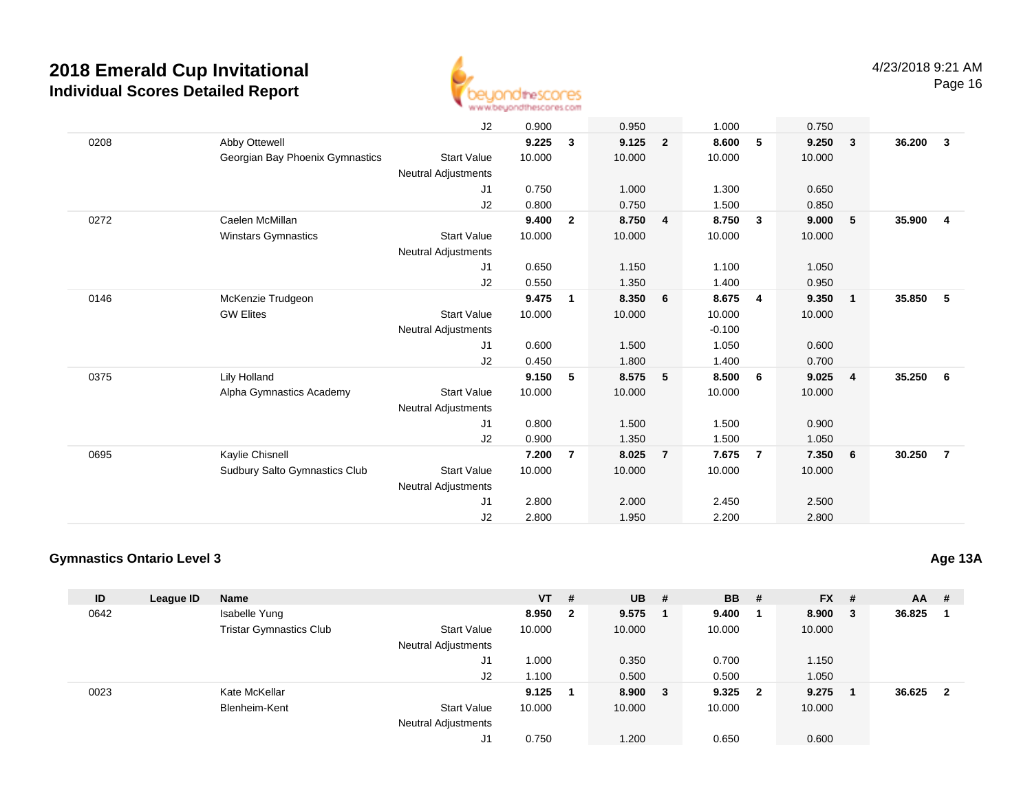# 2018 Emerald Cup Invitational

## Individual Scores Detailed Report

| ID | League ID | Name | | VT | # | UB | # | BB | # | FX | # | AA | # |
|---|---|---|---|---|---|---|---|---|---|---|---|---|---|
| | | | J2 | 0.900 | | 0.950 | | 1.000 | | 0.750 | | | |
| 0208 | | Abby Ottewell | | **9.225** | **3** | **9.125** | **2** | **8.600** | **5** | **9.250** | **3** | **36.200** | **3** |
| | | Georgian Bay Phoenix Gymnastics | Start Value | 10.000 | | 10.000 | | 10.000 | | 10.000 | | | |
| | | | Neutral Adjustments | | | | | | | | | | |
| | | | J1 | 0.750 | | 1.000 | | 1.300 | | 0.650 | | | |
| | | | J2 | 0.800 | | 0.750 | | 1.500 | | 0.850 | | | |
| 0272 | | Caelen McMillan | | **9.400** | **2** | **8.750** | **4** | **8.750** | **3** | **9.000** | **5** | **35.900** | **4** |
| | | Winstars Gymnastics | Start Value | 10.000 | | 10.000 | | 10.000 | | 10.000 | | | |
| | | | Neutral Adjustments | | | | | | | | | | |
| | | | J1 | 0.650 | | 1.150 | | 1.100 | | 1.050 | | | |
| | | | J2 | 0.550 | | 1.350 | | 1.400 | | 0.950 | | | |
| 0146 | | McKenzie Trudgeon | | **9.475** | **1** | **8.350** | **6** | **8.675** | **4** | **9.350** | **1** | **35.850** | **5** |
| | | GW Elites | Start Value | 10.000 | | 10.000 | | 10.000 | | 10.000 | | | |
| | | | Neutral Adjustments | | | | | -0.100 | | | | | |
| | | | J1 | 0.600 | | 1.500 | | 1.050 | | 0.600 | | | |
| | | | J2 | 0.450 | | 1.800 | | 1.400 | | 0.700 | | | |
| 0375 | | Lily Holland | | **9.150** | **5** | **8.575** | **5** | **8.500** | **6** | **9.025** | **4** | **35.250** | **6** |
| | | Alpha Gymnastics Academy | Start Value | 10.000 | | 10.000 | | 10.000 | | 10.000 | | | |
| | | | Neutral Adjustments | | | | | | | | | | |
| | | | J1 | 0.800 | | 1.500 | | 1.500 | | 0.900 | | | |
| | | | J2 | 0.900 | | 1.350 | | 1.500 | | 1.050 | | | |
| 0695 | | Kaylie Chisnell | | **7.200** | **7** | **8.025** | **7** | **7.675** | **7** | **7.350** | **6** | **30.250** | **7** |
| | | Sudbury Salto Gymnastics Club | Start Value | 10.000 | | 10.000 | | 10.000 | | 10.000 | | | |
| | | | Neutral Adjustments | | | | | | | | | | |
| | | | J1 | 2.800 | | 2.000 | | 2.450 | | 2.500 | | | |
| | | | J2 | 2.800 | | 1.950 | | 2.200 | | 2.800 | | | |

### Gymnastics Ontario Level 3

**Age 13A**

| ID | League ID | Name | | VT | # | UB | # | BB | # | FX | # | AA | # |
|---|---|---|---|---|---|---|---|---|---|---|---|---|---|
| 0642 | | Isabelle Yung | | **8.950** | **2** | **9.575** | **1** | **9.400** | **1** | **8.900** | **3** | **36.825** | **1** |
| | | Tristar Gymnastics Club | Start Value | 10.000 | | 10.000 | | 10.000 | | 10.000 | | | |
| | | | Neutral Adjustments | | | | | | | | | | |
| | | | J1 | 1.000 | | 0.350 | | 0.700 | | 1.150 | | | |
| | | | J2 | 1.100 | | 0.500 | | 0.500 | | 1.050 | | | |
| 0023 | | Kate McKellar | | **9.125** | **1** | **8.900** | **3** | **9.325** | **2** | **9.275** | **1** | **36.625** | **2** |
| | | Blenheim-Kent | Start Value | 10.000 | | 10.000 | | 10.000 | | 10.000 | | | |
| | | | Neutral Adjustments | | | | | | | | | | |
| | | | J1 | 0.750 | | 1.200 | | 0.650 | | 0.600 | | | |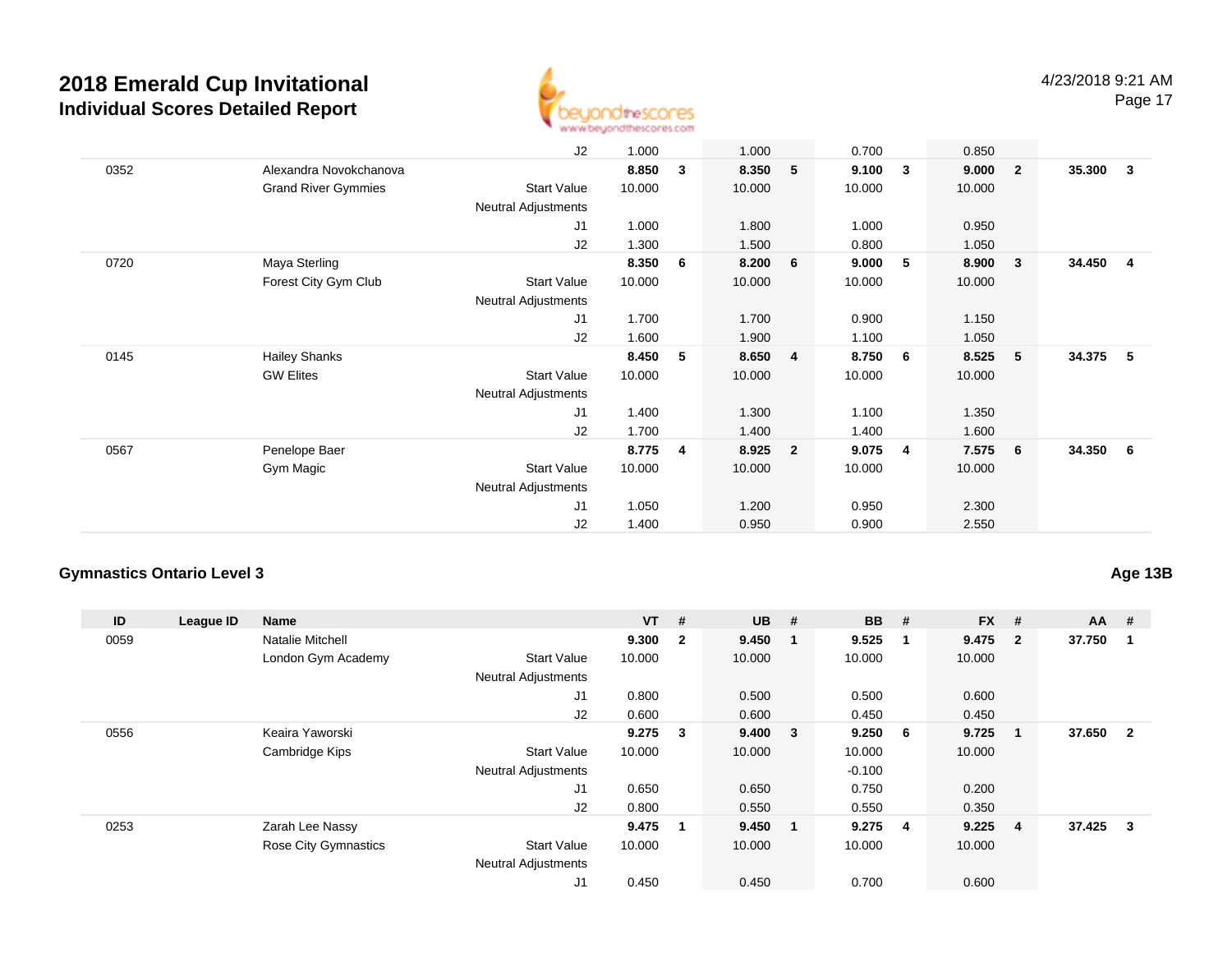# 2018 Emerald Cup Invitational
## Individual Scores Detailed Report

4/23/2018 9:21 AM

| ID | League ID | Name | | VT | # | UB | # | BB | # | FX | # | AA | # |
|---|---|---|---|---|---|---|---|---|---|---|---|---|---|
| | | | J2 | 1.000 | | 1.000 | | 0.700 | | 0.850 | | | |
| 0352 | | Alexandra Novokchanova | | **8.850** | **3** | **8.350** | **5** | **9.100** | **3** | **9.000** | **2** | **35.300** | **3** |
| | | Grand River Gymmies | Start Value | 10.000 | | 10.000 | | 10.000 | | 10.000 | | | |
| | | | Neutral Adjustments | | | | | | | | | | |
| | | | J1 | 1.000 | | 1.800 | | 1.000 | | 0.950 | | | |
| | | | J2 | 1.300 | | 1.500 | | 0.800 | | 1.050 | | | |
| 0720 | | Maya Sterling | | **8.350** | **6** | **8.200** | **6** | **9.000** | **5** | **8.900** | **3** | **34.450** | **4** |
| | | Forest City Gym Club | Start Value | 10.000 | | 10.000 | | 10.000 | | 10.000 | | | |
| | | | Neutral Adjustments | | | | | | | | | | |
| | | | J1 | 1.700 | | 1.700 | | 0.900 | | 1.150 | | | |
| | | | J2 | 1.600 | | 1.900 | | 1.100 | | 1.050 | | | |
| 0145 | | Hailey Shanks | | **8.450** | **5** | **8.650** | **4** | **8.750** | **6** | **8.525** | **5** | **34.375** | **5** |
| | | GW Elites | Start Value | 10.000 | | 10.000 | | 10.000 | | 10.000 | | | |
| | | | Neutral Adjustments | | | | | | | | | | |
| | | | J1 | 1.400 | | 1.300 | | 1.100 | | 1.350 | | | |
| | | | J2 | 1.700 | | 1.400 | | 1.400 | | 1.600 | | | |
| 0567 | | Penelope Baer | | **8.775** | **4** | **8.925** | **2** | **9.075** | **4** | **7.575** | **6** | **34.350** | **6** |
| | | Gym Magic | Start Value | 10.000 | | 10.000 | | 10.000 | | 10.000 | | | |
| | | | Neutral Adjustments | | | | | | | | | | |
| | | | J1 | 1.050 | | 1.200 | | 0.950 | | 2.300 | | | |
| | | | J2 | 1.400 | | 0.950 | | 0.900 | | 2.550 | | | |

### Gymnastics Ontario Level 3

**Age 13B**

| ID | League ID | Name | | VT | # | UB | # | BB | # | FX | # | AA | # |
|---|---|---|---|---|---|---|---|---|---|---|---|---|---|
| 0059 | | Natalie Mitchell | | **9.300** | **2** | **9.450** | **1** | **9.525** | **1** | **9.475** | **2** | **37.750** | **1** |
| | | London Gym Academy | Start Value | 10.000 | | 10.000 | | 10.000 | | 10.000 | | | |
| | | | Neutral Adjustments | | | | | | | | | | |
| | | | J1 | 0.800 | | 0.500 | | 0.500 | | 0.600 | | | |
| | | | J2 | 0.600 | | 0.600 | | 0.450 | | 0.450 | | | |
| 0556 | | Keaira Yaworski | | **9.275** | **3** | **9.400** | **3** | **9.250** | **6** | **9.725** | **1** | **37.650** | **2** |
| | | Cambridge Kips | Start Value | 10.000 | | 10.000 | | 10.000 | | 10.000 | | | |
| | | | Neutral Adjustments | | | | | -0.100 | | | | | |
| | | | J1 | 0.650 | | 0.650 | | 0.750 | | 0.200 | | | |
| | | | J2 | 0.800 | | 0.550 | | 0.550 | | 0.350 | | | |
| 0253 | | Zarah Lee Nassy | | **9.475** | **1** | **9.450** | **1** | **9.275** | **4** | **9.225** | **4** | **37.425** | **3** |
| | | Rose City Gymnastics | Start Value | 10.000 | | 10.000 | | 10.000 | | 10.000 | | | |
| | | | Neutral Adjustments | | | | | | | | | | |
| | | | J1 | 0.450 | | 0.450 | | 0.700 | | 0.600 | | | |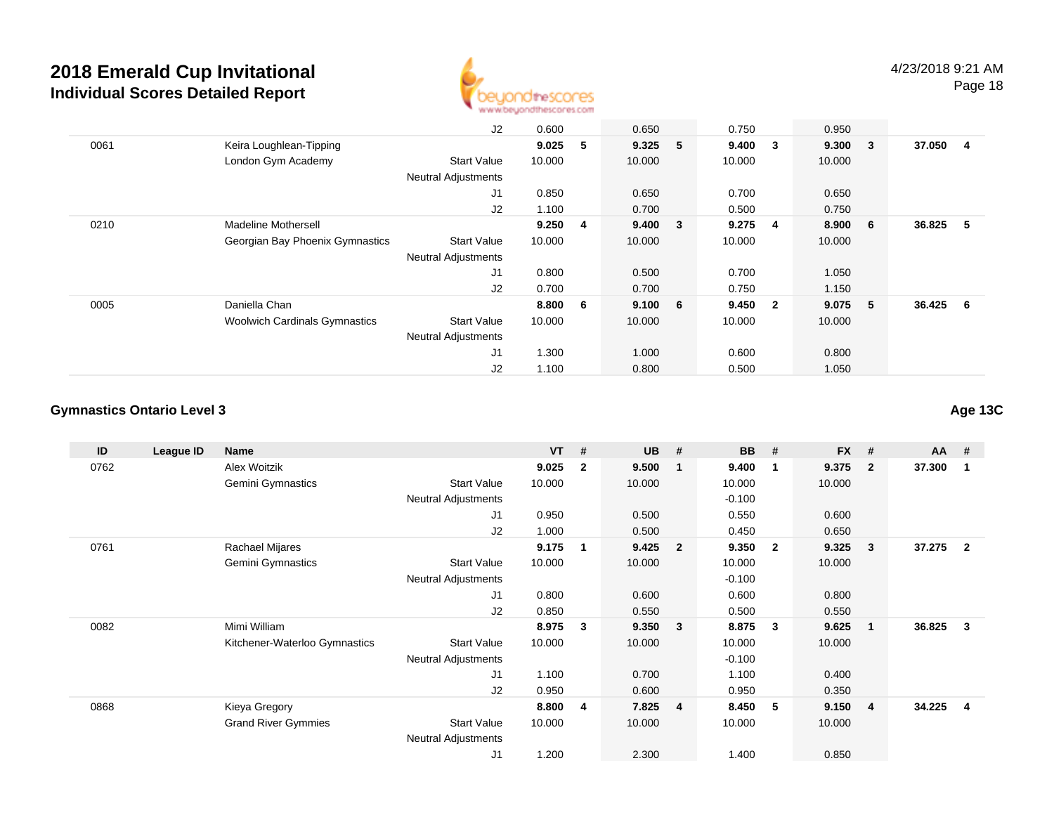# 2018 Emerald Cup Invitational

## Individual Scores Detailed Report

| ID | League ID | Name | | VT | # | UB | # | BB | # | FX | # | AA | # |
|---|---|---|---|---|---|---|---|---|---|---|---|---|---|
| | | | J2 | 0.600 | | 0.650 | | 0.750 | | 0.950 | | | |
| 0061 | | Keira Loughlean-Tipping | | 9.025 | 5 | 9.325 | 5 | 9.400 | 3 | 9.300 | 3 | 37.050 | 4 |
| | | London Gym Academy | Start Value | 10.000 | | 10.000 | | 10.000 | | 10.000 | | | |
| | | | Neutral Adjustments | | | | | | | | | | |
| | | | J1 | 0.850 | | 0.650 | | 0.700 | | 0.650 | | | |
| | | | J2 | 1.100 | | 0.700 | | 0.500 | | 0.750 | | | |
| 0210 | | Madeline Mothersell | | 9.250 | 4 | 9.400 | 3 | 9.275 | 4 | 8.900 | 6 | 36.825 | 5 |
| | | Georgian Bay Phoenix Gymnastics | Start Value | 10.000 | | 10.000 | | 10.000 | | 10.000 | | | |
| | | | Neutral Adjustments | | | | | | | | | | |
| | | | J1 | 0.800 | | 0.500 | | 0.700 | | 1.050 | | | |
| | | | J2 | 0.700 | | 0.700 | | 0.750 | | 1.150 | | | |
| 0005 | | Daniella Chan | | 8.800 | 6 | 9.100 | 6 | 9.450 | 2 | 9.075 | 5 | 36.425 | 6 |
| | | Woolwich Cardinals Gymnastics | Start Value | 10.000 | | 10.000 | | 10.000 | | 10.000 | | | |
| | | | Neutral Adjustments | | | | | | | | | | |
| | | | J1 | 1.300 | | 1.000 | | 0.600 | | 0.800 | | | |
| | | | J2 | 1.100 | | 0.800 | | 0.500 | | 1.050 | | | |

### Gymnastics Ontario Level 3

**Age 13C**

| ID | League ID | Name | | VT | # | UB | # | BB | # | FX | # | AA | # |
|---|---|---|---|---|---|---|---|---|---|---|---|---|---|
| 0762 | | Alex Woitzik | | 9.025 | 2 | 9.500 | 1 | 9.400 | 1 | 9.375 | 2 | 37.300 | 1 |
| | | Gemini Gymnastics | Start Value | 10.000 | | 10.000 | | 10.000 | | 10.000 | | | |
| | | | Neutral Adjustments | | | | | -0.100 | | | | | |
| | | | J1 | 0.950 | | 0.500 | | 0.550 | | 0.600 | | | |
| | | | J2 | 1.000 | | 0.500 | | 0.450 | | 0.650 | | | |
| 0761 | | Rachael Mijares | | 9.175 | 1 | 9.425 | 2 | 9.350 | 2 | 9.325 | 3 | 37.275 | 2 |
| | | Gemini Gymnastics | Start Value | 10.000 | | 10.000 | | 10.000 | | 10.000 | | | |
| | | | Neutral Adjustments | | | | | -0.100 | | | | | |
| | | | J1 | 0.800 | | 0.600 | | 0.600 | | 0.800 | | | |
| | | | J2 | 0.850 | | 0.550 | | 0.500 | | 0.550 | | | |
| 0082 | | Mimi William | | 8.975 | 3 | 9.350 | 3 | 8.875 | 3 | 9.625 | 1 | 36.825 | 3 |
| | | Kitchener-Waterloo Gymnastics | Start Value | 10.000 | | 10.000 | | 10.000 | | 10.000 | | | |
| | | | Neutral Adjustments | | | | | -0.100 | | | | | |
| | | | J1 | 1.100 | | 0.700 | | 1.100 | | 0.400 | | | |
| | | | J2 | 0.950 | | 0.600 | | 0.950 | | 0.350 | | | |
| 0868 | | Kieya Gregory | | 8.800 | 4 | 7.825 | 4 | 8.450 | 5 | 9.150 | 4 | 34.225 | 4 |
| | | Grand River Gymmies | Start Value | 10.000 | | 10.000 | | 10.000 | | 10.000 | | | |
| | | | Neutral Adjustments | | | | | | | | | | |
| | | | J1 | 1.200 | | 2.300 | | 1.400 | | 0.850 | | | |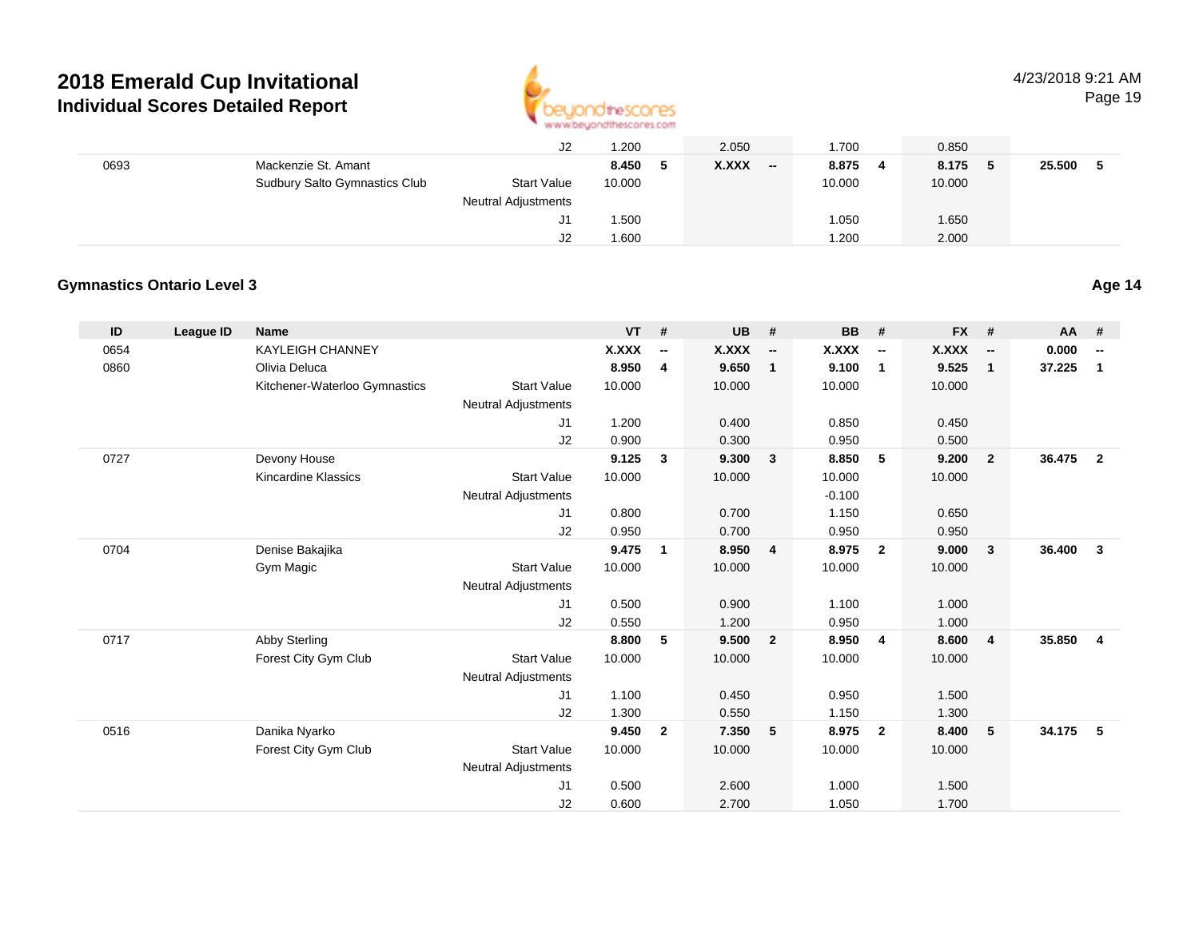# 2018 Emerald Cup Invitational

## Individual Scores Detailed Report

4/23/2018 9:21 AM

| ID | League ID | Name | | VT | # | UB | # | BB | # | FX | # | AA | # |
|---|---|---|---|---|---|---|---|---|---|---|---|---|---|
| | | | J2 | 1.200 | | 2.050 | | 1.700 | | 0.850 | | | |
| 0693 | | Mackenzie St. Amant | | **8.450** | **5** | **X.XXX** | **--** | **8.875** | **4** | **8.175** | **5** | **25.500** | **5** |
| | | Sudbury Salto Gymnastics Club | Start Value | 10.000 | | | | 10.000 | | 10.000 | | | |
| | | | Neutral Adjustments | | | | | | | | | | |
| | | | J1 | 1.500 | | | | 1.050 | | 1.650 | | | |
| | | | J2 | 1.600 | | | | 1.200 | | 2.000 | | | |

### Gymnastics Ontario Level 3

**Age 14**

| ID | League ID | Name | | VT | # | UB | # | BB | # | FX | # | AA | # |
|---|---|---|---|---|---|---|---|---|---|---|---|---|---|
| 0654 | | KAYLEIGH CHANNEY | | **X.XXX** | **--** | **X.XXX** | **--** | **X.XXX** | **--** | **X.XXX** | **--** | **0.000** | **--** |
| 0860 | | Olivia Deluca | | **8.950** | **4** | **9.650** | **1** | **9.100** | **1** | **9.525** | **1** | **37.225** | **1** |
| | | Kitchener-Waterloo Gymnastics | Start Value | 10.000 | | 10.000 | | 10.000 | | 10.000 | | | |
| | | | Neutral Adjustments | | | | | | | | | | |
| | | | J1 | 1.200 | | 0.400 | | 0.850 | | 0.450 | | | |
| | | | J2 | 0.900 | | 0.300 | | 0.950 | | 0.500 | | | |
| 0727 | | Devony House | | **9.125** | **3** | **9.300** | **3** | **8.850** | **5** | **9.200** | **2** | **36.475** | **2** |
| | | Kincardine Klassics | Start Value | 10.000 | | 10.000 | | 10.000 | | 10.000 | | | |
| | | | Neutral Adjustments | | | | | -0.100 | | | | | |
| | | | J1 | 0.800 | | 0.700 | | 1.150 | | 0.650 | | | |
| | | | J2 | 0.950 | | 0.700 | | 0.950 | | 0.950 | | | |
| 0704 | | Denise Bakajika | | **9.475** | **1** | **8.950** | **4** | **8.975** | **2** | **9.000** | **3** | **36.400** | **3** |
| | | Gym Magic | Start Value | 10.000 | | 10.000 | | 10.000 | | 10.000 | | | |
| | | | Neutral Adjustments | | | | | | | | | | |
| | | | J1 | 0.500 | | 0.900 | | 1.100 | | 1.000 | | | |
| | | | J2 | 0.550 | | 1.200 | | 0.950 | | 1.000 | | | |
| 0717 | | Abby Sterling | | **8.800** | **5** | **9.500** | **2** | **8.950** | **4** | **8.600** | **4** | **35.850** | **4** |
| | | Forest City Gym Club | Start Value | 10.000 | | 10.000 | | 10.000 | | 10.000 | | | |
| | | | Neutral Adjustments | | | | | | | | | | |
| | | | J1 | 1.100 | | 0.450 | | 0.950 | | 1.500 | | | |
| | | | J2 | 1.300 | | 0.550 | | 1.150 | | 1.300 | | | |
| 0516 | | Danika Nyarko | | **9.450** | **2** | **7.350** | **5** | **8.975** | **2** | **8.400** | **5** | **34.175** | **5** |
| | | Forest City Gym Club | Start Value | 10.000 | | 10.000 | | 10.000 | | 10.000 | | | |
| | | | Neutral Adjustments | | | | | | | | | | |
| | | | J1 | 0.500 | | 2.600 | | 1.000 | | 1.500 | | | |
| | | | J2 | 0.600 | | 2.700 | | 1.050 | | 1.700 | | | |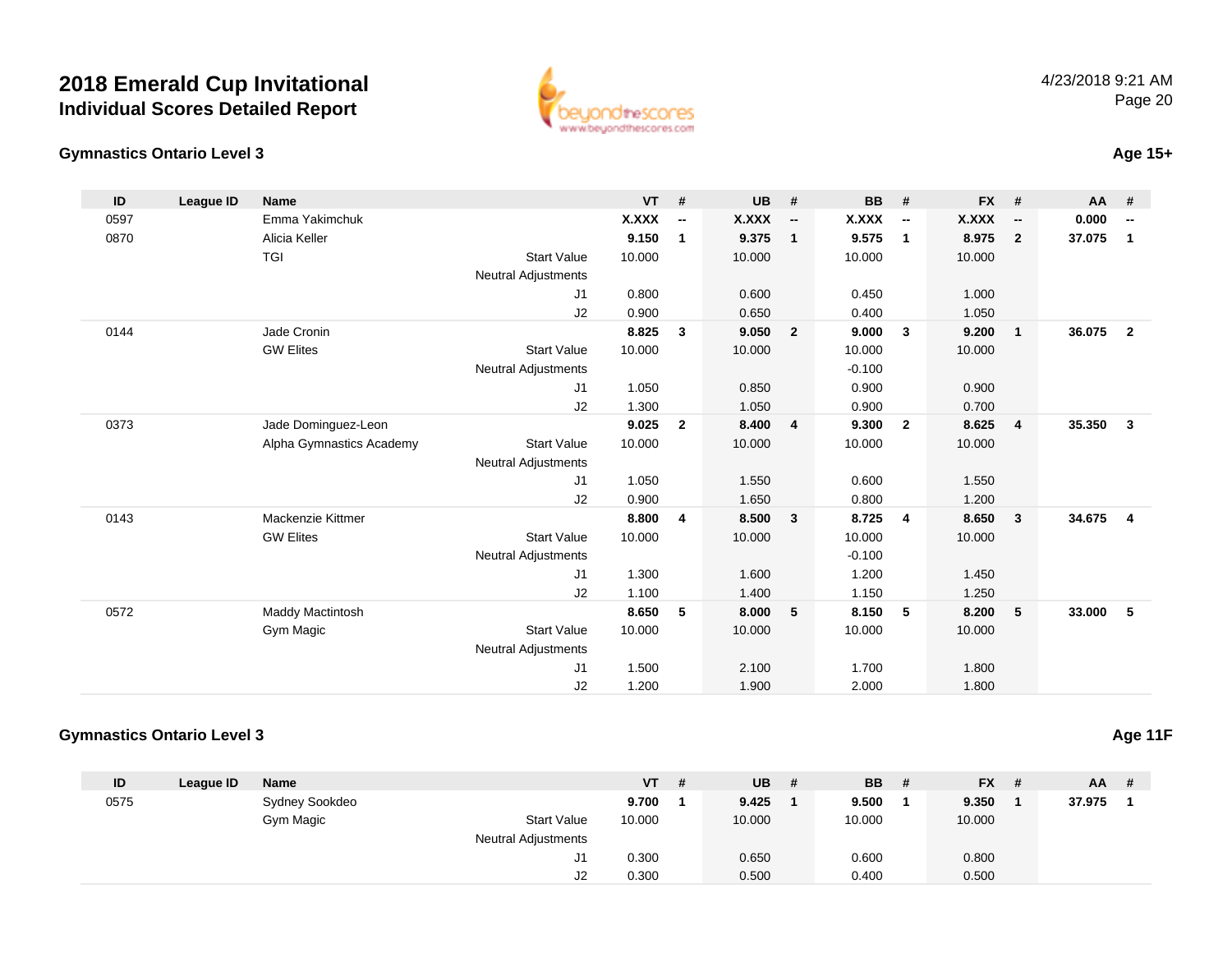# 2018 Emerald Cup Invitational
## Individual Scores Detailed Report

4/23/2018 9:21 AM

### Gymnastics Ontario Level 3

**Age 15+**

| ID | League ID | Name | | VT | # | UB | # | BB | # | FX | # | AA | # |
|---|---|---|---|---|---|---|---|---|---|---|---|---|---|
| 0597 | | Emma Yakimchuk | | **X.XXX** | **--** | **X.XXX** | **--** | **X.XXX** | **--** | **X.XXX** | **--** | **0.000** | **--** |
| 0870 | | Alicia Keller | | **9.150** | **1** | **9.375** | **1** | **9.575** | **1** | **8.975** | **2** | **37.075** | **1** |
| | | TGI | Start Value | 10.000 | | 10.000 | | 10.000 | | 10.000 | | | |
| | | | Neutral Adjustments | | | | | | | | | | |
| | | | J1 | 0.800 | | 0.600 | | 0.450 | | 1.000 | | | |
| | | | J2 | 0.900 | | 0.650 | | 0.400 | | 1.050 | | | |
| 0144 | | Jade Cronin | | **8.825** | **3** | **9.050** | **2** | **9.000** | **3** | **9.200** | **1** | **36.075** | **2** |
| | | GW Elites | Start Value | 10.000 | | 10.000 | | 10.000 | | 10.000 | | | |
| | | | Neutral Adjustments | | | | | -0.100 | | | | | |
| | | | J1 | 1.050 | | 0.850 | | 0.900 | | 0.900 | | | |
| | | | J2 | 1.300 | | 1.050 | | 0.900 | | 0.700 | | | |
| 0373 | | Jade Dominguez-Leon | | **9.025** | **2** | **8.400** | **4** | **9.300** | **2** | **8.625** | **4** | **35.350** | **3** |
| | | Alpha Gymnastics Academy | Start Value | 10.000 | | 10.000 | | 10.000 | | 10.000 | | | |
| | | | Neutral Adjustments | | | | | | | | | | |
| | | | J1 | 1.050 | | 1.550 | | 0.600 | | 1.550 | | | |
| | | | J2 | 0.900 | | 1.650 | | 0.800 | | 1.200 | | | |
| 0143 | | Mackenzie Kittmer | | **8.800** | **4** | **8.500** | **3** | **8.725** | **4** | **8.650** | **3** | **34.675** | **4** |
| | | GW Elites | Start Value | 10.000 | | 10.000 | | 10.000 | | 10.000 | | | |
| | | | Neutral Adjustments | | | | | -0.100 | | | | | |
| | | | J1 | 1.300 | | 1.600 | | 1.200 | | 1.450 | | | |
| | | | J2 | 1.100 | | 1.400 | | 1.150 | | 1.250 | | | |
| 0572 | | Maddy Mactintosh | | **8.650** | **5** | **8.000** | **5** | **8.150** | **5** | **8.200** | **5** | **33.000** | **5** |
| | | Gym Magic | Start Value | 10.000 | | 10.000 | | 10.000 | | 10.000 | | | |
| | | | Neutral Adjustments | | | | | | | | | | |
| | | | J1 | 1.500 | | 2.100 | | 1.700 | | 1.800 | | | |
| | | | J2 | 1.200 | | 1.900 | | 2.000 | | 1.800 | | | |

### Gymnastics Ontario Level 3

**Age 11F**

| ID | League ID | Name | | VT | # | UB | # | BB | # | FX | # | AA | # |
|---|---|---|---|---|---|---|---|---|---|---|---|---|---|
| 0575 | | Sydney Sookdeo | | **9.700** | **1** | **9.425** | **1** | **9.500** | **1** | **9.350** | **1** | **37.975** | **1** |
| | | Gym Magic | Start Value | 10.000 | | 10.000 | | 10.000 | | 10.000 | | | |
| | | | Neutral Adjustments | | | | | | | | | | |
| | | | J1 | 0.300 | | 0.650 | | 0.600 | | 0.800 | | | |
| | | | J2 | 0.300 | | 0.500 | | 0.400 | | 0.500 | | | |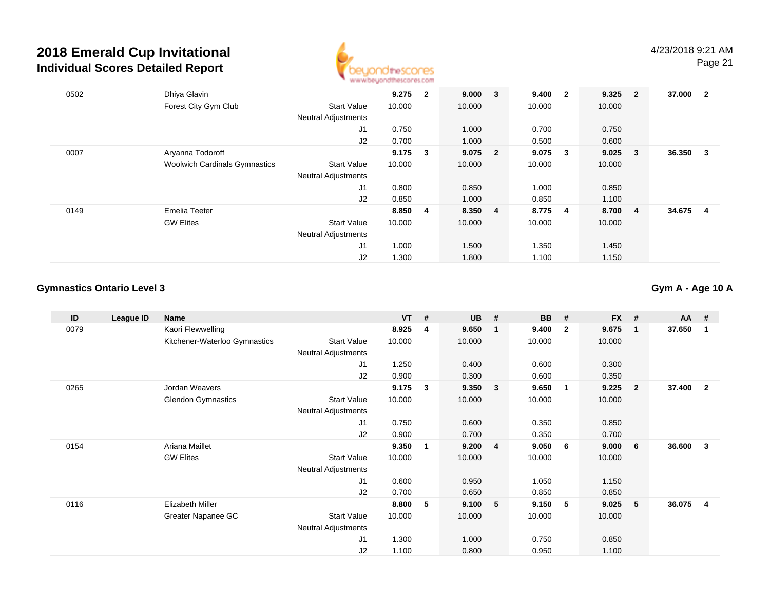# 2018 Emerald Cup Invitational

## Individual Scores Detailed Report

| ID | League ID | Name | | VT | # | UB | # | BB | # | FX | # | AA | # |
|---|---|---|---|---|---|---|---|---|---|---|---|---|---|
| 0502 | | Dhiya Glavin | | **9.275** | **2** | **9.000** | **3** | **9.400** | **2** | **9.325** | **2** | **37.000** | **2** |
| | | Forest City Gym Club | Start Value | 10.000 | | 10.000 | | 10.000 | | 10.000 | | | |
| | | | Neutral Adjustments | | | | | | | | | | |
| | | | J1 | 0.750 | | 1.000 | | 0.700 | | 0.750 | | | |
| | | | J2 | 0.700 | | 1.000 | | 0.500 | | 0.600 | | | |
| 0007 | | Aryanna Todoroff | | **9.175** | **3** | **9.075** | **2** | **9.075** | **3** | **9.025** | **3** | **36.350** | **3** |
| | | Woolwich Cardinals Gymnastics | Start Value | 10.000 | | 10.000 | | 10.000 | | 10.000 | | | |
| | | | Neutral Adjustments | | | | | | | | | | |
| | | | J1 | 0.800 | | 0.850 | | 1.000 | | 0.850 | | | |
| | | | J2 | 0.850 | | 1.000 | | 0.850 | | 1.100 | | | |
| 0149 | | Emelia Teeter | | **8.850** | **4** | **8.350** | **4** | **8.775** | **4** | **8.700** | **4** | **34.675** | **4** |
| | | GW Elites | Start Value | 10.000 | | 10.000 | | 10.000 | | 10.000 | | | |
| | | | Neutral Adjustments | | | | | | | | | | |
| | | | J1 | 1.000 | | 1.500 | | 1.350 | | 1.450 | | | |
| | | | J2 | 1.300 | | 1.800 | | 1.100 | | 1.150 | | | |

### Gymnastics Ontario Level 3

### Gym A - Age 10 A

| ID | League ID | Name | | VT | # | UB | # | BB | # | FX | # | AA | # |
|---|---|---|---|---|---|---|---|---|---|---|---|---|---|
| 0079 | | Kaori Flewwelling | | **8.925** | **4** | **9.650** | **1** | **9.400** | **2** | **9.675** | **1** | **37.650** | **1** |
| | | Kitchener-Waterloo Gymnastics | Start Value | 10.000 | | 10.000 | | 10.000 | | 10.000 | | | |
| | | | Neutral Adjustments | | | | | | | | | | |
| | | | J1 | 1.250 | | 0.400 | | 0.600 | | 0.300 | | | |
| | | | J2 | 0.900 | | 0.300 | | 0.600 | | 0.350 | | | |
| 0265 | | Jordan Weavers | | **9.175** | **3** | **9.350** | **3** | **9.650** | **1** | **9.225** | **2** | **37.400** | **2** |
| | | Glendon Gymnastics | Start Value | 10.000 | | 10.000 | | 10.000 | | 10.000 | | | |
| | | | Neutral Adjustments | | | | | | | | | | |
| | | | J1 | 0.750 | | 0.600 | | 0.350 | | 0.850 | | | |
| | | | J2 | 0.900 | | 0.700 | | 0.350 | | 0.700 | | | |
| 0154 | | Ariana Maillet | | **9.350** | **1** | **9.200** | **4** | **9.050** | **6** | **9.000** | **6** | **36.600** | **3** |
| | | GW Elites | Start Value | 10.000 | | 10.000 | | 10.000 | | 10.000 | | | |
| | | | Neutral Adjustments | | | | | | | | | | |
| | | | J1 | 0.600 | | 0.950 | | 1.050 | | 1.150 | | | |
| | | | J2 | 0.700 | | 0.650 | | 0.850 | | 0.850 | | | |
| 0116 | | Elizabeth Miller | | **8.800** | **5** | **9.100** | **5** | **9.150** | **5** | **9.025** | **5** | **36.075** | **4** |
| | | Greater Napanee GC | Start Value | 10.000 | | 10.000 | | 10.000 | | 10.000 | | | |
| | | | Neutral Adjustments | | | | | | | | | | |
| | | | J1 | 1.300 | | 1.000 | | 0.750 | | 0.850 | | | |
| | | | J2 | 1.100 | | 0.800 | | 0.950 | | 1.100 | | | |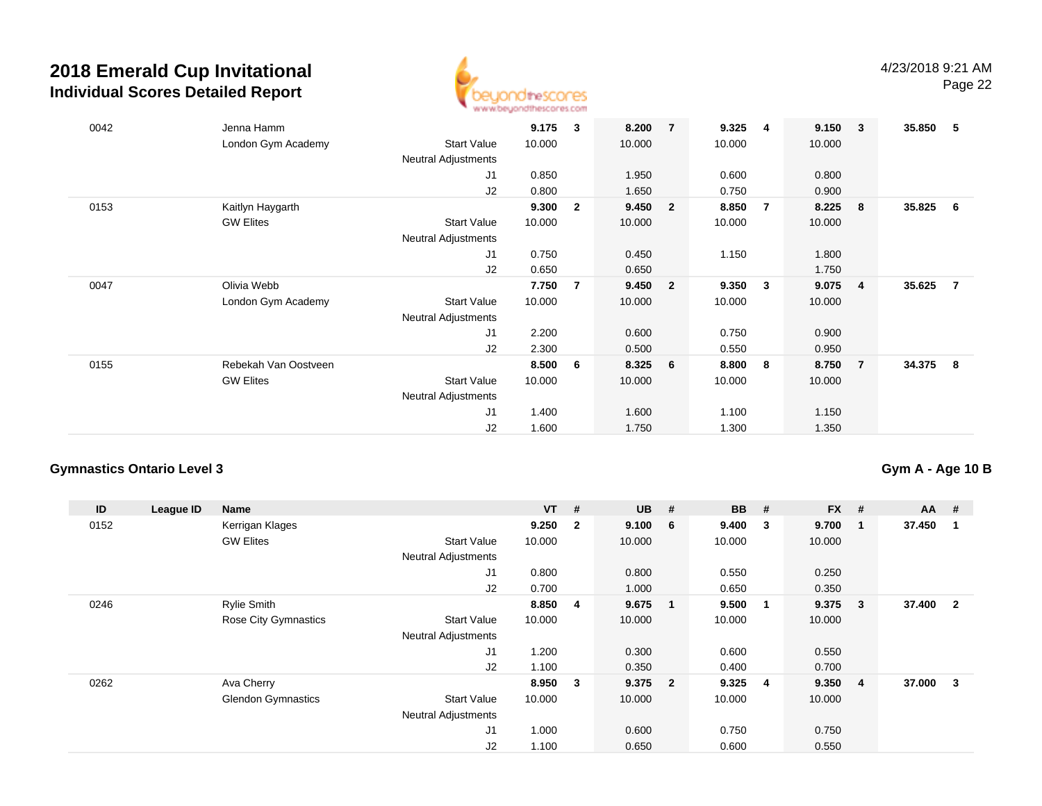# 2018 Emerald Cup Invitational

## Individual Scores Detailed Report

4/23/2018 9:21 AM

| ID | League ID | Name | | VT | # | UB | # | BB | # | FX | # | AA | # |
|---|---|---|---|---|---|---|---|---|---|---|---|---|---|
| 0042 | | Jenna Hamm | | **9.175** | **3** | **8.200** | **7** | **9.325** | **4** | **9.150** | **3** | **35.850** | **5** |
| | | London Gym Academy | Start Value | 10.000 | | 10.000 | | 10.000 | | 10.000 | | | |
| | | | Neutral Adjustments | | | | | | | | | | |
| | | | J1 | 0.850 | | 1.950 | | 0.600 | | 0.800 | | | |
| | | | J2 | 0.800 | | 1.650 | | 0.750 | | 0.900 | | | |
| 0153 | | Kaitlyn Haygarth | | **9.300** | **2** | **9.450** | **2** | **8.850** | **7** | **8.225** | **8** | **35.825** | **6** |
| | | GW Elites | Start Value | 10.000 | | 10.000 | | 10.000 | | 10.000 | | | |
| | | | Neutral Adjustments | | | | | | | | | | |
| | | | J1 | 0.750 | | 0.450 | | 1.150 | | 1.800 | | | |
| | | | J2 | 0.650 | | 0.650 | | | | 1.750 | | | |
| 0047 | | Olivia Webb | | **7.750** | **7** | **9.450** | **2** | **9.350** | **3** | **9.075** | **4** | **35.625** | **7** |
| | | London Gym Academy | Start Value | 10.000 | | 10.000 | | 10.000 | | 10.000 | | | |
| | | | Neutral Adjustments | | | | | | | | | | |
| | | | J1 | 2.200 | | 0.600 | | 0.750 | | 0.900 | | | |
| | | | J2 | 2.300 | | 0.500 | | 0.550 | | 0.950 | | | |
| 0155 | | Rebekah Van Oostveen | | **8.500** | **6** | **8.325** | **6** | **8.800** | **8** | **8.750** | **7** | **34.375** | **8** |
| | | GW Elites | Start Value | 10.000 | | 10.000 | | 10.000 | | 10.000 | | | |
| | | | Neutral Adjustments | | | | | | | | | | |
| | | | J1 | 1.400 | | 1.600 | | 1.100 | | 1.150 | | | |
| | | | J2 | 1.600 | | 1.750 | | 1.300 | | 1.350 | | | |

### Gymnastics Ontario Level 3

### Gym A - Age 10 B

| ID | League ID | Name | | VT | # | UB | # | BB | # | FX | # | AA | # |
|---|---|---|---|---|---|---|---|---|---|---|---|---|---|
| 0152 | | Kerrigan Klages | | **9.250** | **2** | **9.100** | **6** | **9.400** | **3** | **9.700** | **1** | **37.450** | **1** |
| | | GW Elites | Start Value | 10.000 | | 10.000 | | 10.000 | | 10.000 | | | |
| | | | Neutral Adjustments | | | | | | | | | | |
| | | | J1 | 0.800 | | 0.800 | | 0.550 | | 0.250 | | | |
| | | | J2 | 0.700 | | 1.000 | | 0.650 | | 0.350 | | | |
| 0246 | | Rylie Smith | | **8.850** | **4** | **9.675** | **1** | **9.500** | **1** | **9.375** | **3** | **37.400** | **2** |
| | | Rose City Gymnastics | Start Value | 10.000 | | 10.000 | | 10.000 | | 10.000 | | | |
| | | | Neutral Adjustments | | | | | | | | | | |
| | | | J1 | 1.200 | | 0.300 | | 0.600 | | 0.550 | | | |
| | | | J2 | 1.100 | | 0.350 | | 0.400 | | 0.700 | | | |
| 0262 | | Ava Cherry | | **8.950** | **3** | **9.375** | **2** | **9.325** | **4** | **9.350** | **4** | **37.000** | **3** |
| | | Glendon Gymnastics | Start Value | 10.000 | | 10.000 | | 10.000 | | 10.000 | | | |
| | | | Neutral Adjustments | | | | | | | | | | |
| | | | J1 | 1.000 | | 0.600 | | 0.750 | | 0.750 | | | |
| | | | J2 | 1.100 | | 0.650 | | 0.600 | | 0.550 | | | |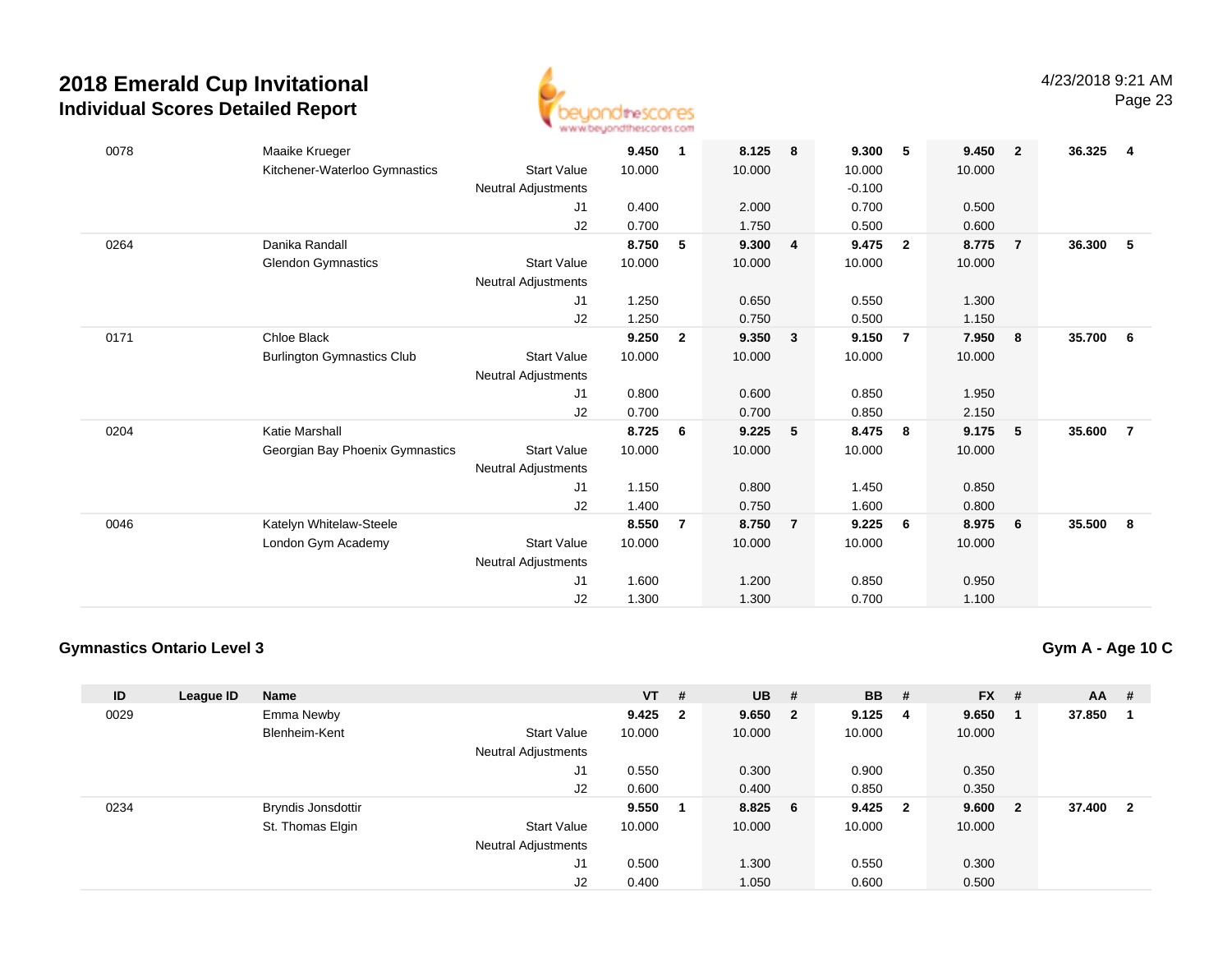# 2018 Emerald Cup Invitational
## Individual Scores Detailed Report

4/23/2018 9:21 AM

| ID | League ID | Name | | VT | # | UB | # | BB | # | FX | # | AA | # |
|---|---|---|---|---|---|---|---|---|---|---|---|---|---|
| 0078 | | Maaike Krueger | | **9.450** | **1** | **8.125** | **8** | **9.300** | **5** | **9.450** | **2** | **36.325** | **4** |
| | | Kitchener-Waterloo Gymnastics | Start Value | 10.000 | | 10.000 | | 10.000 | | 10.000 | | | |
| | | | Neutral Adjustments | | | | | -0.100 | | | | | |
| | | | J1 | 0.400 | | 2.000 | | 0.700 | | 0.500 | | | |
| | | | J2 | 0.700 | | 1.750 | | 0.500 | | 0.600 | | | |
| 0264 | | Danika Randall | | **8.750** | **5** | **9.300** | **4** | **9.475** | **2** | **8.775** | **7** | **36.300** | **5** |
| | | Glendon Gymnastics | Start Value | 10.000 | | 10.000 | | 10.000 | | 10.000 | | | |
| | | | Neutral Adjustments | | | | | | | | | | |
| | | | J1 | 1.250 | | 0.650 | | 0.550 | | 1.300 | | | |
| | | | J2 | 1.250 | | 0.750 | | 0.500 | | 1.150 | | | |
| 0171 | | Chloe Black | | **9.250** | **2** | **9.350** | **3** | **9.150** | **7** | **7.950** | **8** | **35.700** | **6** |
| | | Burlington Gymnastics Club | Start Value | 10.000 | | 10.000 | | 10.000 | | 10.000 | | | |
| | | | Neutral Adjustments | | | | | | | | | | |
| | | | J1 | 0.800 | | 0.600 | | 0.850 | | 1.950 | | | |
| | | | J2 | 0.700 | | 0.700 | | 0.850 | | 2.150 | | | |
| 0204 | | Katie Marshall | | **8.725** | **6** | **9.225** | **5** | **8.475** | **8** | **9.175** | **5** | **35.600** | **7** |
| | | Georgian Bay Phoenix Gymnastics | Start Value | 10.000 | | 10.000 | | 10.000 | | 10.000 | | | |
| | | | Neutral Adjustments | | | | | | | | | | |
| | | | J1 | 1.150 | | 0.800 | | 1.450 | | 0.850 | | | |
| | | | J2 | 1.400 | | 0.750 | | 1.600 | | 0.800 | | | |
| 0046 | | Katelyn Whitelaw-Steele | | **8.550** | **7** | **8.750** | **7** | **9.225** | **6** | **8.975** | **6** | **35.500** | **8** |
| | | London Gym Academy | Start Value | 10.000 | | 10.000 | | 10.000 | | 10.000 | | | |
| | | | Neutral Adjustments | | | | | | | | | | |
| | | | J1 | 1.600 | | 1.200 | | 0.850 | | 0.950 | | | |
| | | | J2 | 1.300 | | 1.300 | | 0.700 | | 1.100 | | | |

### Gymnastics Ontario Level 3

**Gym A - Age 10 C**

| ID | League ID | Name | | VT | # | UB | # | BB | # | FX | # | AA | # |
|---|---|---|---|---|---|---|---|---|---|---|---|---|---|
| 0029 | | Emma Newby | | **9.425** | **2** | **9.650** | **2** | **9.125** | **4** | **9.650** | **1** | **37.850** | **1** |
| | | Blenheim-Kent | Start Value | 10.000 | | 10.000 | | 10.000 | | 10.000 | | | |
| | | | Neutral Adjustments | | | | | | | | | | |
| | | | J1 | 0.550 | | 0.300 | | 0.900 | | 0.350 | | | |
| | | | J2 | 0.600 | | 0.400 | | 0.850 | | 0.350 | | | |
| 0234 | | Bryndis Jonsdottir | | **9.550** | **1** | **8.825** | **6** | **9.425** | **2** | **9.600** | **2** | **37.400** | **2** |
| | | St. Thomas Elgin | Start Value | 10.000 | | 10.000 | | 10.000 | | 10.000 | | | |
| | | | Neutral Adjustments | | | | | | | | | | |
| | | | J1 | 0.500 | | 1.300 | | 0.550 | | 0.300 | | | |
| | | | J2 | 0.400 | | 1.050 | | 0.600 | | 0.500 | | | |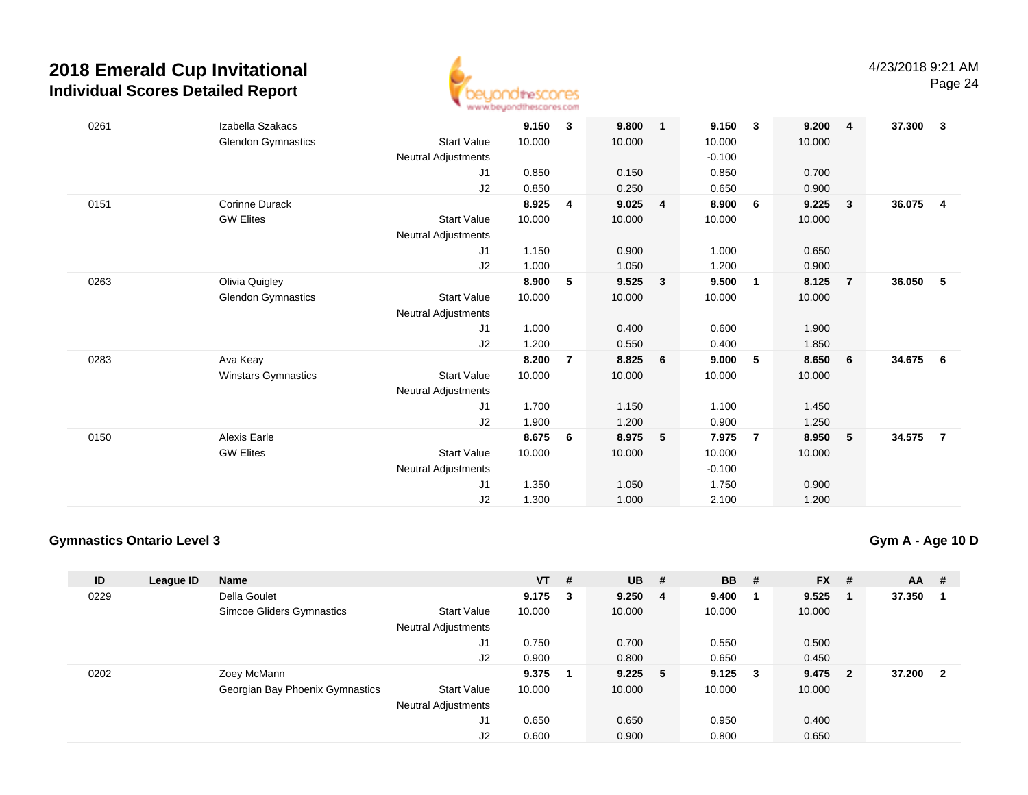# 2018 Emerald Cup Invitational
## Individual Scores Detailed Report

4/23/2018 9:21 AM

| ID | League ID | Name | | VT | # | UB | # | BB | # | FX | # | AA | # |
|---|---|---|---|---|---|---|---|---|---|---|---|---|---|
| 0261 | | Izabella Szakacs | | **9.150** | **3** | **9.800** | **1** | **9.150** | **3** | **9.200** | **4** | **37.300** | **3** |
| | | Glendon Gymnastics | Start Value | 10.000 | | 10.000 | | 10.000 | | 10.000 | | | |
| | | | Neutral Adjustments | | | | | -0.100 | | | | | |
| | | | J1 | 0.850 | | 0.150 | | 0.850 | | 0.700 | | | |
| | | | J2 | 0.850 | | 0.250 | | 0.650 | | 0.900 | | | |
| 0151 | | Corinne Durack | | **8.925** | **4** | **9.025** | **4** | **8.900** | **6** | **9.225** | **3** | **36.075** | **4** |
| | | GW Elites | Start Value | 10.000 | | 10.000 | | 10.000 | | 10.000 | | | |
| | | | Neutral Adjustments | | | | | | | | | | |
| | | | J1 | 1.150 | | 0.900 | | 1.000 | | 0.650 | | | |
| | | | J2 | 1.000 | | 1.050 | | 1.200 | | 0.900 | | | |
| 0263 | | Olivia Quigley | | **8.900** | **5** | **9.525** | **3** | **9.500** | **1** | **8.125** | **7** | **36.050** | **5** |
| | | Glendon Gymnastics | Start Value | 10.000 | | 10.000 | | 10.000 | | 10.000 | | | |
| | | | Neutral Adjustments | | | | | | | | | | |
| | | | J1 | 1.000 | | 0.400 | | 0.600 | | 1.900 | | | |
| | | | J2 | 1.200 | | 0.550 | | 0.400 | | 1.850 | | | |
| 0283 | | Ava Keay | | **8.200** | **7** | **8.825** | **6** | **9.000** | **5** | **8.650** | **6** | **34.675** | **6** |
| | | Winstars Gymnastics | Start Value | 10.000 | | 10.000 | | 10.000 | | 10.000 | | | |
| | | | Neutral Adjustments | | | | | | | | | | |
| | | | J1 | 1.700 | | 1.150 | | 1.100 | | 1.450 | | | |
| | | | J2 | 1.900 | | 1.200 | | 0.900 | | 1.250 | | | |
| 0150 | | Alexis Earle | | **8.675** | **6** | **8.975** | **5** | **7.975** | **7** | **8.950** | **5** | **34.575** | **7** |
| | | GW Elites | Start Value | 10.000 | | 10.000 | | 10.000 | | 10.000 | | | |
| | | | Neutral Adjustments | | | | | -0.100 | | | | | |
| | | | J1 | 1.350 | | 1.050 | | 1.750 | | 0.900 | | | |
| | | | J2 | 1.300 | | 1.000 | | 2.100 | | 1.200 | | | |

### Gymnastics Ontario Level 3

**Gym A - Age 10 D**

| ID | League ID | Name | | VT | # | UB | # | BB | # | FX | # | AA | # |
|---|---|---|---|---|---|---|---|---|---|---|---|---|---|
| 0229 | | Della Goulet | | **9.175** | **3** | **9.250** | **4** | **9.400** | **1** | **9.525** | **1** | **37.350** | **1** |
| | | Simcoe Gliders Gymnastics | Start Value | 10.000 | | 10.000 | | 10.000 | | 10.000 | | | |
| | | | Neutral Adjustments | | | | | | | | | | |
| | | | J1 | 0.750 | | 0.700 | | 0.550 | | 0.500 | | | |
| | | | J2 | 0.900 | | 0.800 | | 0.650 | | 0.450 | | | |
| 0202 | | Zoey McMann | | **9.375** | **1** | **9.225** | **5** | **9.125** | **3** | **9.475** | **2** | **37.200** | **2** |
| | | Georgian Bay Phoenix Gymnastics | Start Value | 10.000 | | 10.000 | | 10.000 | | 10.000 | | | |
| | | | Neutral Adjustments | | | | | | | | | | |
| | | | J1 | 0.650 | | 0.650 | | 0.950 | | 0.400 | | | |
| | | | J2 | 0.600 | | 0.900 | | 0.800 | | 0.650 | | | |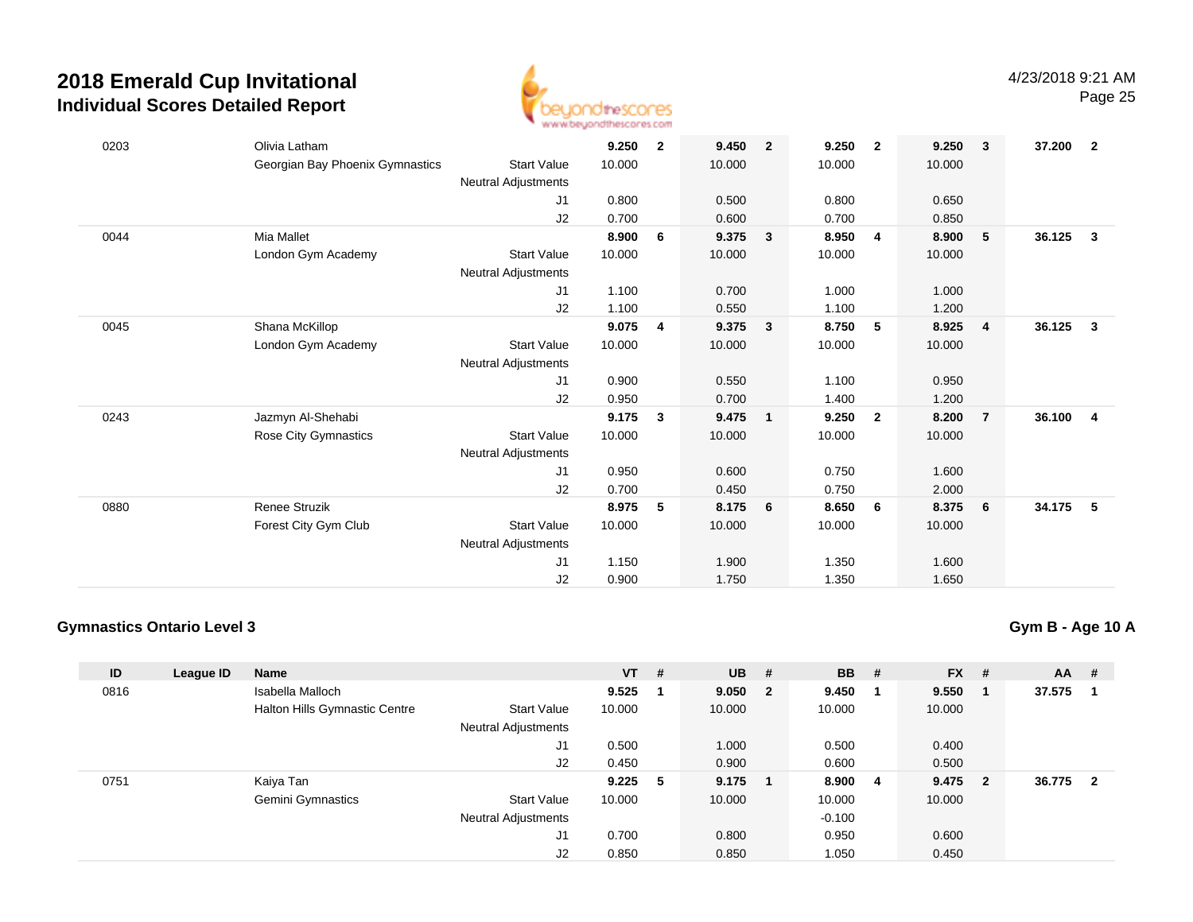| ID | League ID | Name | | VT | # | UB | # | BB | # | FX | # | AA | # |
|---|---|---|---|---|---|---|---|---|---|---|---|---|---|
| 0203 | | Olivia Latham | | **9.250** | **2** | **9.450** | **2** | **9.250** | **2** | **9.250** | **3** | **37.200** | **2** |
| | | Georgian Bay Phoenix Gymnastics | Start Value | 10.000 | | 10.000 | | 10.000 | | 10.000 | | | |
| | | | Neutral Adjustments | | | | | | | | | | |
| | | | J1 | 0.800 | | 0.500 | | 0.800 | | 0.650 | | | |
| | | | J2 | 0.700 | | 0.600 | | 0.700 | | 0.850 | | | |
| 0044 | | Mia Mallet | | **8.900** | **6** | **9.375** | **3** | **8.950** | **4** | **8.900** | **5** | **36.125** | **3** |
| | | London Gym Academy | Start Value | 10.000 | | 10.000 | | 10.000 | | 10.000 | | | |
| | | | Neutral Adjustments | | | | | | | | | | |
| | | | J1 | 1.100 | | 0.700 | | 1.000 | | 1.000 | | | |
| | | | J2 | 1.100 | | 0.550 | | 1.100 | | 1.200 | | | |
| 0045 | | Shana McKillop | | **9.075** | **4** | **9.375** | **3** | **8.750** | **5** | **8.925** | **4** | **36.125** | **3** |
| | | London Gym Academy | Start Value | 10.000 | | 10.000 | | 10.000 | | 10.000 | | | |
| | | | Neutral Adjustments | | | | | | | | | | |
| | | | J1 | 0.900 | | 0.550 | | 1.100 | | 0.950 | | | |
| | | | J2 | 0.950 | | 0.700 | | 1.400 | | 1.200 | | | |
| 0243 | | Jazmyn Al-Shehabi | | **9.175** | **3** | **9.475** | **1** | **9.250** | **2** | **8.200** | **7** | **36.100** | **4** |
| | | Rose City Gymnastics | Start Value | 10.000 | | 10.000 | | 10.000 | | 10.000 | | | |
| | | | Neutral Adjustments | | | | | | | | | | |
| | | | J1 | 0.950 | | 0.600 | | 0.750 | | 1.600 | | | |
| | | | J2 | 0.700 | | 0.450 | | 0.750 | | 2.000 | | | |
| 0880 | | Renee Struzik | | **8.975** | **5** | **8.175** | **6** | **8.650** | **6** | **8.375** | **6** | **34.175** | **5** |
| | | Forest City Gym Club | Start Value | 10.000 | | 10.000 | | 10.000 | | 10.000 | | | |
| | | | Neutral Adjustments | | | | | | | | | | |
| | | | J1 | 1.150 | | 1.900 | | 1.350 | | 1.600 | | | |
| | | | J2 | 0.900 | | 1.750 | | 1.350 | | 1.650 | | | |

**Gymnastics Ontario Level 3** — **Gym B - Age 10 A**

| ID | League ID | Name | | VT | # | UB | # | BB | # | FX | # | AA | # |
|---|---|---|---|---|---|---|---|---|---|---|---|---|---|
| 0816 | | Isabella Malloch | | **9.525** | **1** | **9.050** | **2** | **9.450** | **1** | **9.550** | **1** | **37.575** | **1** |
| | | Halton Hills Gymnastic Centre | Start Value | 10.000 | | 10.000 | | 10.000 | | 10.000 | | | |
| | | | Neutral Adjustments | | | | | | | | | | |
| | | | J1 | 0.500 | | 1.000 | | 0.500 | | 0.400 | | | |
| | | | J2 | 0.450 | | 0.900 | | 0.600 | | 0.500 | | | |
| 0751 | | Kaiya Tan | | **9.225** | **5** | **9.175** | **1** | **8.900** | **4** | **9.475** | **2** | **36.775** | **2** |
| | | Gemini Gymnastics | Start Value | 10.000 | | 10.000 | | 10.000 | | 10.000 | | | |
| | | | Neutral Adjustments | | | | | -0.100 | | | | | |
| | | | J1 | 0.700 | | 0.800 | | 0.950 | | 0.600 | | | |
| | | | J2 | 0.850 | | 0.850 | | 1.050 | | 0.450 | | | |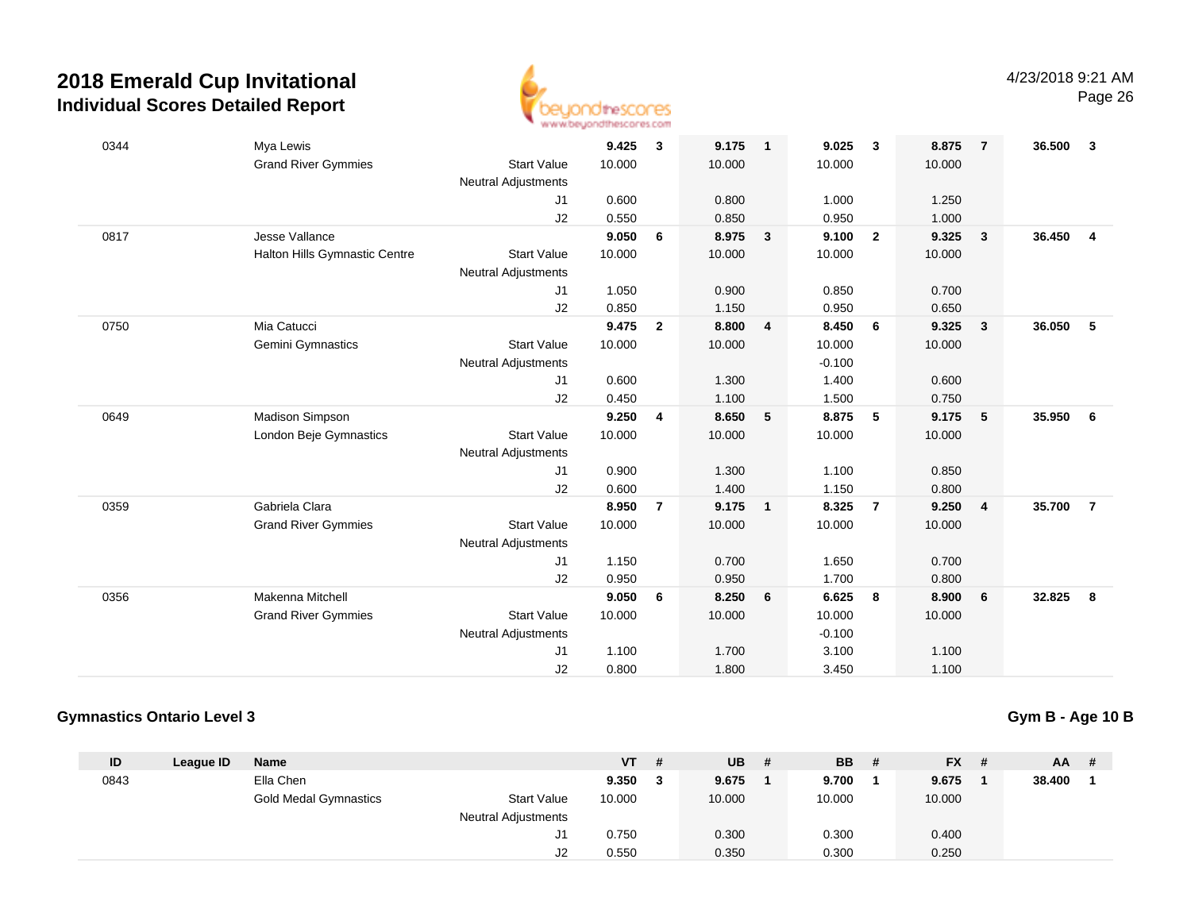# 2018 Emerald Cup Invitational

## Individual Scores Detailed Report

4/23/2018 9:21 AM

| ID | League ID | Name | | VT | # | UB | # | BB | # | FX | # | AA | # |
|---|---|---|---|---|---|---|---|---|---|---|---|---|---|
| 0344 | | Mya Lewis | | **9.425** | **3** | **9.175** | **1** | **9.025** | **3** | **8.875** | **7** | **36.500** | **3** |
| | | Grand River Gymmies | Start Value | 10.000 | | 10.000 | | 10.000 | | 10.000 | | | |
| | | | Neutral Adjustments | | | | | | | | | | |
| | | | J1 | 0.600 | | 0.800 | | 1.000 | | 1.250 | | | |
| | | | J2 | 0.550 | | 0.850 | | 0.950 | | 1.000 | | | |
| 0817 | | Jesse Vallance | | **9.050** | **6** | **8.975** | **3** | **9.100** | **2** | **9.325** | **3** | **36.450** | **4** |
| | | Halton Hills Gymnastic Centre | Start Value | 10.000 | | 10.000 | | 10.000 | | 10.000 | | | |
| | | | Neutral Adjustments | | | | | | | | | | |
| | | | J1 | 1.050 | | 0.900 | | 0.850 | | 0.700 | | | |
| | | | J2 | 0.850 | | 1.150 | | 0.950 | | 0.650 | | | |
| 0750 | | Mia Catucci | | **9.475** | **2** | **8.800** | **4** | **8.450** | **6** | **9.325** | **3** | **36.050** | **5** |
| | | Gemini Gymnastics | Start Value | 10.000 | | 10.000 | | 10.000 | | 10.000 | | | |
| | | | Neutral Adjustments | | | | | -0.100 | | | | | |
| | | | J1 | 0.600 | | 1.300 | | 1.400 | | 0.600 | | | |
| | | | J2 | 0.450 | | 1.100 | | 1.500 | | 0.750 | | | |
| 0649 | | Madison Simpson | | **9.250** | **4** | **8.650** | **5** | **8.875** | **5** | **9.175** | **5** | **35.950** | **6** |
| | | London Beje Gymnastics | Start Value | 10.000 | | 10.000 | | 10.000 | | 10.000 | | | |
| | | | Neutral Adjustments | | | | | | | | | | |
| | | | J1 | 0.900 | | 1.300 | | 1.100 | | 0.850 | | | |
| | | | J2 | 0.600 | | 1.400 | | 1.150 | | 0.800 | | | |
| 0359 | | Gabriela Clara | | **8.950** | **7** | **9.175** | **1** | **8.325** | **7** | **9.250** | **4** | **35.700** | **7** |
| | | Grand River Gymmies | Start Value | 10.000 | | 10.000 | | 10.000 | | 10.000 | | | |
| | | | Neutral Adjustments | | | | | | | | | | |
| | | | J1 | 1.150 | | 0.700 | | 1.650 | | 0.700 | | | |
| | | | J2 | 0.950 | | 0.950 | | 1.700 | | 0.800 | | | |
| 0356 | | Makenna Mitchell | | **9.050** | **6** | **8.250** | **6** | **6.625** | **8** | **8.900** | **6** | **32.825** | **8** |
| | | Grand River Gymmies | Start Value | 10.000 | | 10.000 | | 10.000 | | 10.000 | | | |
| | | | Neutral Adjustments | | | | | -0.100 | | | | | |
| | | | J1 | 1.100 | | 1.700 | | 3.100 | | 1.100 | | | |
| | | | J2 | 0.800 | | 1.800 | | 3.450 | | 1.100 | | | |

### Gymnastics Ontario Level 3

### Gym B - Age 10 B

| ID | League ID | Name | | VT | # | UB | # | BB | # | FX | # | AA | # |
|---|---|---|---|---|---|---|---|---|---|---|---|---|---|
| 0843 | | Ella Chen | | **9.350** | **3** | **9.675** | **1** | **9.700** | **1** | **9.675** | **1** | **38.400** | **1** |
| | | Gold Medal Gymnastics | Start Value | 10.000 | | 10.000 | | 10.000 | | 10.000 | | | |
| | | | Neutral Adjustments | | | | | | | | | | |
| | | | J1 | 0.750 | | 0.300 | | 0.300 | | 0.400 | | | |
| | | | J2 | 0.550 | | 0.350 | | 0.300 | | 0.250 | | | |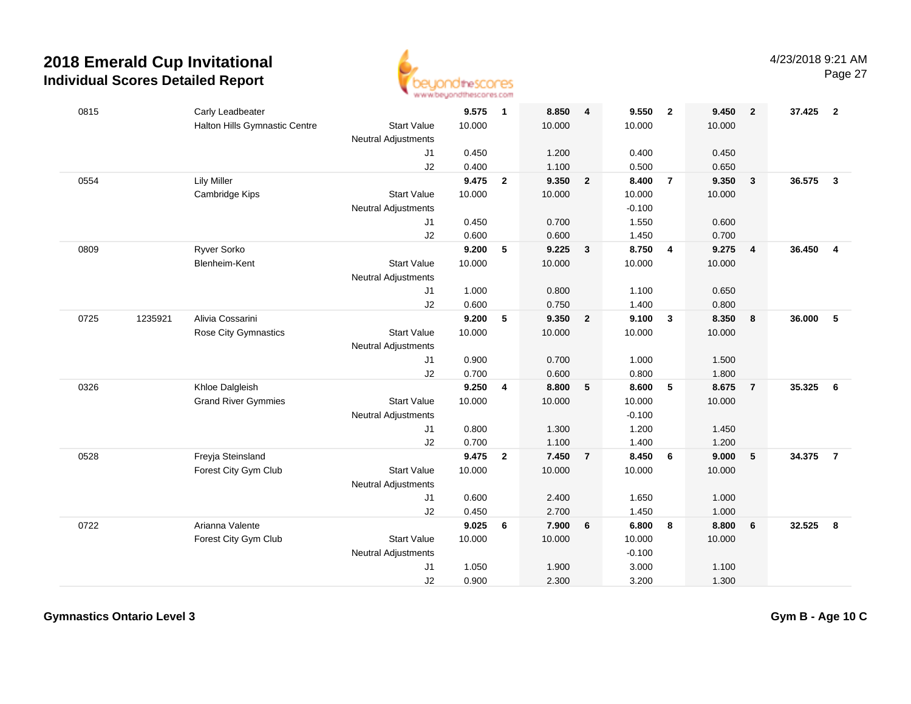# 2018 Emerald Cup Invitational
## Individual Scores Detailed Report

| | | | | Vault | Rank | Bars | Rank | Beam | Rank | Floor | Rank | AA | Rank |
|---|---|---|---|---|---|---|---|---|---|---|---|---|---|
| 0815 | | Carly Leadbeater | | 9.575 | 1 | 8.850 | 4 | 9.550 | 2 | 9.450 | 2 | 37.425 | 2 |
| | | Halton Hills Gymnastic Centre | Start Value | 10.000 | | 10.000 | | 10.000 | | 10.000 | | | |
| | | | Neutral Adjustments | | | | | | | | | | |
| | | | J1 | 0.450 | | 1.200 | | 0.400 | | 0.450 | | | |
| | | | J2 | 0.400 | | 1.100 | | 0.500 | | 0.650 | | | |
| 0554 | | Lily Miller | | 9.475 | 2 | 9.350 | 2 | 8.400 | 7 | 9.350 | 3 | 36.575 | 3 |
| | | Cambridge Kips | Start Value | 10.000 | | 10.000 | | 10.000 | | 10.000 | | | |
| | | | Neutral Adjustments | | | | | -0.100 | | | | | |
| | | | J1 | 0.450 | | 0.700 | | 1.550 | | 0.600 | | | |
| | | | J2 | 0.600 | | 0.600 | | 1.450 | | 0.700 | | | |
| 0809 | | Ryver Sorko | | 9.200 | 5 | 9.225 | 3 | 8.750 | 4 | 9.275 | 4 | 36.450 | 4 |
| | | Blenheim-Kent | Start Value | 10.000 | | 10.000 | | 10.000 | | 10.000 | | | |
| | | | Neutral Adjustments | | | | | | | | | | |
| | | | J1 | 1.000 | | 0.800 | | 1.100 | | 0.650 | | | |
| | | | J2 | 0.600 | | 0.750 | | 1.400 | | 0.800 | | | |
| 0725 | 1235921 | Alivia Cossarini | | 9.200 | 5 | 9.350 | 2 | 9.100 | 3 | 8.350 | 8 | 36.000 | 5 |
| | | Rose City Gymnastics | Start Value | 10.000 | | 10.000 | | 10.000 | | 10.000 | | | |
| | | | Neutral Adjustments | | | | | | | | | | |
| | | | J1 | 0.900 | | 0.700 | | 1.000 | | 1.500 | | | |
| | | | J2 | 0.700 | | 0.600 | | 0.800 | | 1.800 | | | |
| 0326 | | Khloe Dalgleish | | 9.250 | 4 | 8.800 | 5 | 8.600 | 5 | 8.675 | 7 | 35.325 | 6 |
| | | Grand River Gymmies | Start Value | 10.000 | | 10.000 | | 10.000 | | 10.000 | | | |
| | | | Neutral Adjustments | | | | | -0.100 | | | | | |
| | | | J1 | 0.800 | | 1.300 | | 1.200 | | 1.450 | | | |
| | | | J2 | 0.700 | | 1.100 | | 1.400 | | 1.200 | | | |
| 0528 | | Freyja Steinsland | | 9.475 | 2 | 7.450 | 7 | 8.450 | 6 | 9.000 | 5 | 34.375 | 7 |
| | | Forest City Gym Club | Start Value | 10.000 | | 10.000 | | 10.000 | | 10.000 | | | |
| | | | Neutral Adjustments | | | | | | | | | | |
| | | | J1 | 0.600 | | 2.400 | | 1.650 | | 1.000 | | | |
| | | | J2 | 0.450 | | 2.700 | | 1.450 | | 1.000 | | | |
| 0722 | | Arianna Valente | | 9.025 | 6 | 7.900 | 6 | 6.800 | 8 | 8.800 | 6 | 32.525 | 8 |
| | | Forest City Gym Club | Start Value | 10.000 | | 10.000 | | 10.000 | | 10.000 | | | |
| | | | Neutral Adjustments | | | | | -0.100 | | | | | |
| | | | J1 | 1.050 | | 1.900 | | 3.000 | | 1.100 | | | |
| | | | J2 | 0.900 | | 2.300 | | 3.200 | | 1.300 | | | |

**Gymnastics Ontario Level 3** — **Gym B - Age 10 C**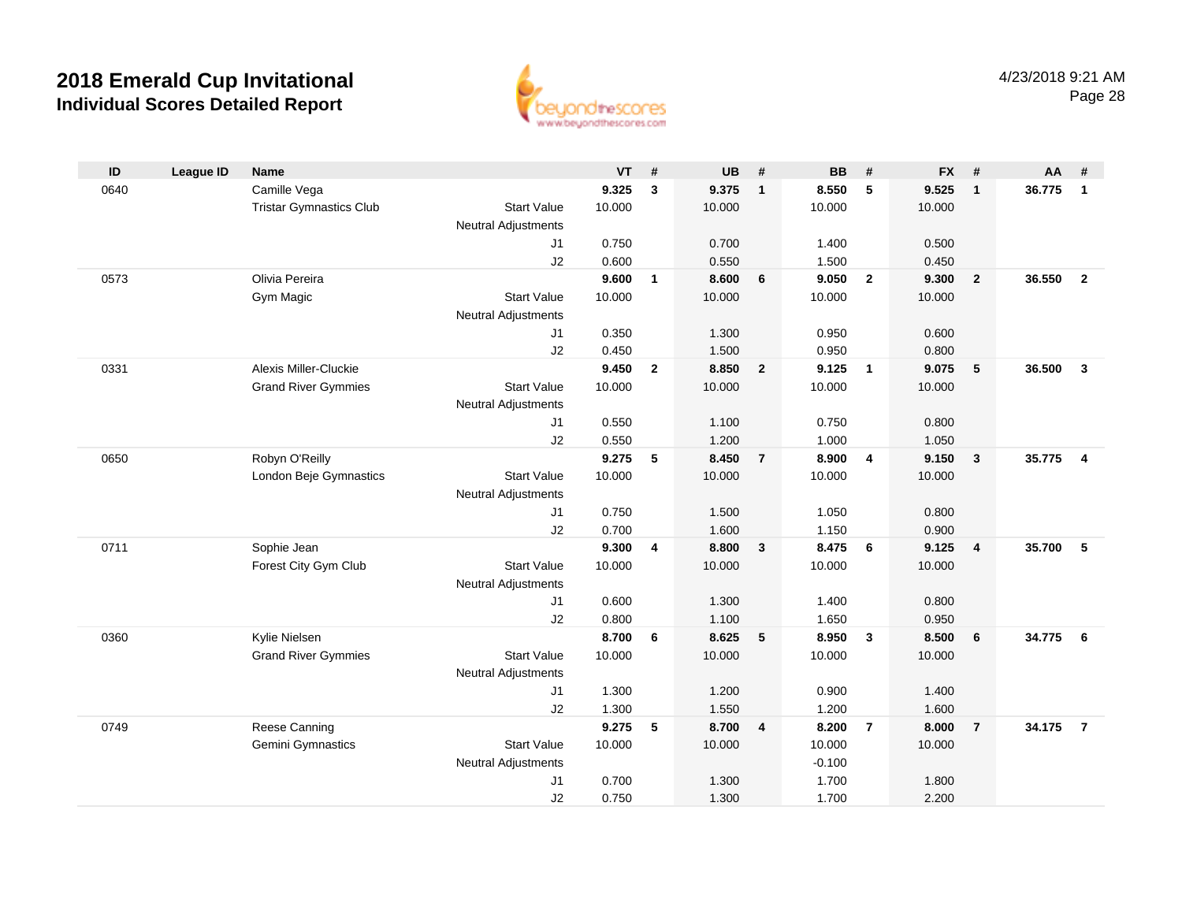# 2018 Emerald Cup Invitational

## Individual Scores Detailed Report

4/23/2018 9:21 AM

| ID | League ID | Name | | VT | # | UB | # | BB | # | FX | # | AA | # |
|---|---|---|---|---|---|---|---|---|---|---|---|---|---|
| 0640 | | Camille Vega | | **9.325** | **3** | **9.375** | **1** | **8.550** | **5** | **9.525** | **1** | **36.775** | **1** |
| | | Tristar Gymnastics Club | Start Value | 10.000 | | 10.000 | | 10.000 | | 10.000 | | | |
| | | | Neutral Adjustments | | | | | | | | | | |
| | | | J1 | 0.750 | | 0.700 | | 1.400 | | 0.500 | | | |
| | | | J2 | 0.600 | | 0.550 | | 1.500 | | 0.450 | | | |
| 0573 | | Olivia Pereira | | **9.600** | **1** | **8.600** | **6** | **9.050** | **2** | **9.300** | **2** | **36.550** | **2** |
| | | Gym Magic | Start Value | 10.000 | | 10.000 | | 10.000 | | 10.000 | | | |
| | | | Neutral Adjustments | | | | | | | | | | |
| | | | J1 | 0.350 | | 1.300 | | 0.950 | | 0.600 | | | |
| | | | J2 | 0.450 | | 1.500 | | 0.950 | | 0.800 | | | |
| 0331 | | Alexis Miller-Cluckie | | **9.450** | **2** | **8.850** | **2** | **9.125** | **1** | **9.075** | **5** | **36.500** | **3** |
| | | Grand River Gymmies | Start Value | 10.000 | | 10.000 | | 10.000 | | 10.000 | | | |
| | | | Neutral Adjustments | | | | | | | | | | |
| | | | J1 | 0.550 | | 1.100 | | 0.750 | | 0.800 | | | |
| | | | J2 | 0.550 | | 1.200 | | 1.000 | | 1.050 | | | |
| 0650 | | Robyn O'Reilly | | **9.275** | **5** | **8.450** | **7** | **8.900** | **4** | **9.150** | **3** | **35.775** | **4** |
| | | London Beje Gymnastics | Start Value | 10.000 | | 10.000 | | 10.000 | | 10.000 | | | |
| | | | Neutral Adjustments | | | | | | | | | | |
| | | | J1 | 0.750 | | 1.500 | | 1.050 | | 0.800 | | | |
| | | | J2 | 0.700 | | 1.600 | | 1.150 | | 0.900 | | | |
| 0711 | | Sophie Jean | | **9.300** | **4** | **8.800** | **3** | **8.475** | **6** | **9.125** | **4** | **35.700** | **5** |
| | | Forest City Gym Club | Start Value | 10.000 | | 10.000 | | 10.000 | | 10.000 | | | |
| | | | Neutral Adjustments | | | | | | | | | | |
| | | | J1 | 0.600 | | 1.300 | | 1.400 | | 0.800 | | | |
| | | | J2 | 0.800 | | 1.100 | | 1.650 | | 0.950 | | | |
| 0360 | | Kylie Nielsen | | **8.700** | **6** | **8.625** | **5** | **8.950** | **3** | **8.500** | **6** | **34.775** | **6** |
| | | Grand River Gymmies | Start Value | 10.000 | | 10.000 | | 10.000 | | 10.000 | | | |
| | | | Neutral Adjustments | | | | | | | | | | |
| | | | J1 | 1.300 | | 1.200 | | 0.900 | | 1.400 | | | |
| | | | J2 | 1.300 | | 1.550 | | 1.200 | | 1.600 | | | |
| 0749 | | Reese Canning | | **9.275** | **5** | **8.700** | **4** | **8.200** | **7** | **8.000** | **7** | **34.175** | **7** |
| | | Gemini Gymnastics | Start Value | 10.000 | | 10.000 | | 10.000 | | 10.000 | | | |
| | | | Neutral Adjustments | | | | | -0.100 | | | | | |
| | | | J1 | 0.700 | | 1.300 | | 1.700 | | 1.800 | | | |
| | | | J2 | 0.750 | | 1.300 | | 1.700 | | 2.200 | | | |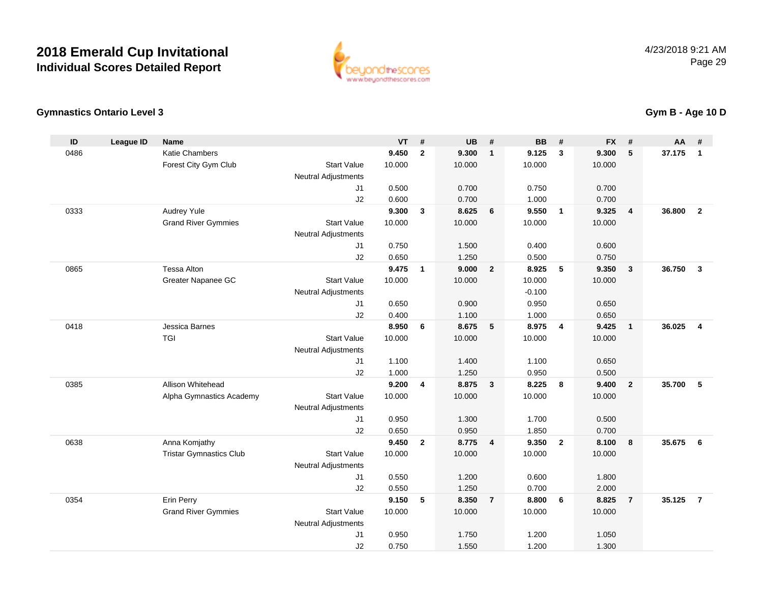# 2018 Emerald Cup Invitational

## Individual Scores Detailed Report

4/23/2018 9:21 AM

### Gymnastics Ontario Level 3

### Gym B - Age 10 D

| ID | League ID | Name | | VT | # | UB | # | BB | # | FX | # | AA | # |
|---|---|---|---|---|---|---|---|---|---|---|---|---|---|
| 0486 | | Katie Chambers | | **9.450** | **2** | **9.300** | **1** | **9.125** | **3** | **9.300** | **5** | **37.175** | **1** |
| | | Forest City Gym Club | Start Value | 10.000 | | 10.000 | | 10.000 | | 10.000 | | | |
| | | | Neutral Adjustments | | | | | | | | | | |
| | | | J1 | 0.500 | | 0.700 | | 0.750 | | 0.700 | | | |
| | | | J2 | 0.600 | | 0.700 | | 1.000 | | 0.700 | | | |
| 0333 | | Audrey Yule | | **9.300** | **3** | **8.625** | **6** | **9.550** | **1** | **9.325** | **4** | **36.800** | **2** |
| | | Grand River Gymmies | Start Value | 10.000 | | 10.000 | | 10.000 | | 10.000 | | | |
| | | | Neutral Adjustments | | | | | | | | | | |
| | | | J1 | 0.750 | | 1.500 | | 0.400 | | 0.600 | | | |
| | | | J2 | 0.650 | | 1.250 | | 0.500 | | 0.750 | | | |
| 0865 | | Tessa Alton | | **9.475** | **1** | **9.000** | **2** | **8.925** | **5** | **9.350** | **3** | **36.750** | **3** |
| | | Greater Napanee GC | Start Value | 10.000 | | 10.000 | | 10.000 | | 10.000 | | | |
| | | | Neutral Adjustments | | | | | -0.100 | | | | | |
| | | | J1 | 0.650 | | 0.900 | | 0.950 | | 0.650 | | | |
| | | | J2 | 0.400 | | 1.100 | | 1.000 | | 0.650 | | | |
| 0418 | | Jessica Barnes | | **8.950** | **6** | **8.675** | **5** | **8.975** | **4** | **9.425** | **1** | **36.025** | **4** |
| | | TGI | Start Value | 10.000 | | 10.000 | | 10.000 | | 10.000 | | | |
| | | | Neutral Adjustments | | | | | | | | | | |
| | | | J1 | 1.100 | | 1.400 | | 1.100 | | 0.650 | | | |
| | | | J2 | 1.000 | | 1.250 | | 0.950 | | 0.500 | | | |
| 0385 | | Allison Whitehead | | **9.200** | **4** | **8.875** | **3** | **8.225** | **8** | **9.400** | **2** | **35.700** | **5** |
| | | Alpha Gymnastics Academy | Start Value | 10.000 | | 10.000 | | 10.000 | | 10.000 | | | |
| | | | Neutral Adjustments | | | | | | | | | | |
| | | | J1 | 0.950 | | 1.300 | | 1.700 | | 0.500 | | | |
| | | | J2 | 0.650 | | 0.950 | | 1.850 | | 0.700 | | | |
| 0638 | | Anna Komjathy | | **9.450** | **2** | **8.775** | **4** | **9.350** | **2** | **8.100** | **8** | **35.675** | **6** |
| | | Tristar Gymnastics Club | Start Value | 10.000 | | 10.000 | | 10.000 | | 10.000 | | | |
| | | | Neutral Adjustments | | | | | | | | | | |
| | | | J1 | 0.550 | | 1.200 | | 0.600 | | 1.800 | | | |
| | | | J2 | 0.550 | | 1.250 | | 0.700 | | 2.000 | | | |
| 0354 | | Erin Perry | | **9.150** | **5** | **8.350** | **7** | **8.800** | **6** | **8.825** | **7** | **35.125** | **7** |
| | | Grand River Gymmies | Start Value | 10.000 | | 10.000 | | 10.000 | | 10.000 | | | |
| | | | Neutral Adjustments | | | | | | | | | | |
| | | | J1 | 0.950 | | 1.750 | | 1.200 | | 1.050 | | | |
| | | | J2 | 0.750 | | 1.550 | | 1.200 | | 1.300 | | | |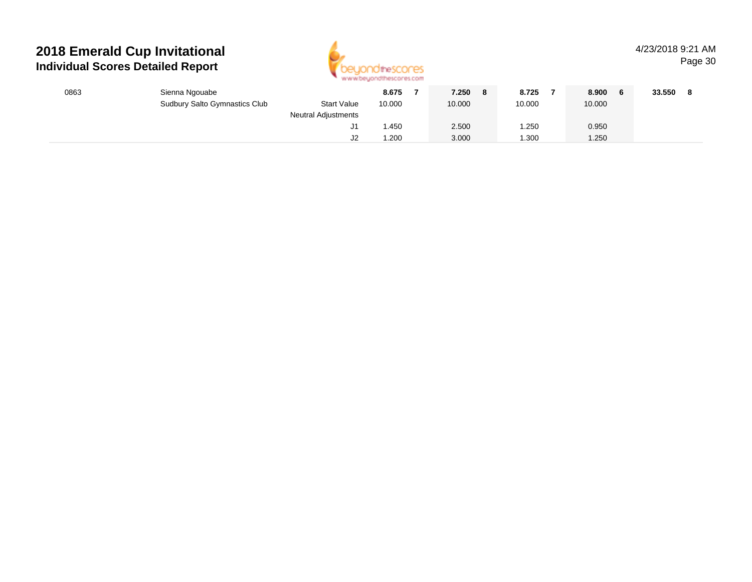# 2018 Emerald Cup Invitational
## Individual Scores Detailed Report

4/23/2018 9:21 AM

| | | | | | | | | | | | | |
|---|---|---|---|---|---|---|---|---|---|---|---|---|
| 0863 | Sienna Ngouabe | | **8.675** | **7** | **7.250** | **8** | **8.725** | **7** | **8.900** | **6** | **33.550** | **8** |
| | Sudbury Salto Gymnastics Club | Start Value | 10.000 | | 10.000 | | 10.000 | | 10.000 | | | |
| | | Neutral Adjustments | | | | | | | | | | |
| | | J1 | 1.450 | | 2.500 | | 1.250 | | 0.950 | | | |
| | | J2 | 1.200 | | 3.000 | | 1.300 | | 1.250 | | | |